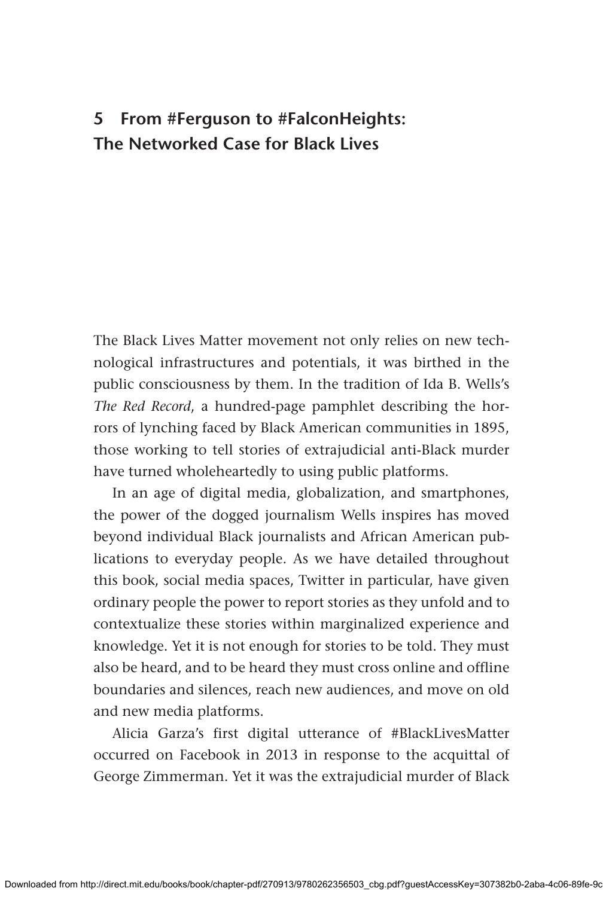# 5 From #Ferguson to #FalconHeights: The Networked Case for Black Lives

The Black Lives Matter movement not only relies on new technological infrastructures and potentials, it was birthed in the public consciousness by them. In the tradition of Ida B. Wells's *The Red Record*, a hundred-page pamphlet describing the horrors of lynching faced by Black American communities in 1895, those working to tell stories of extrajudicial anti-Black murder have turned wholeheartedly to using public platforms.

In an age of digital media, globalization, and smartphones, the power of the dogged journalism Wells inspires has moved beyond individual Black journalists and African American publications to everyday people. As we have detailed throughout this book, social media spaces, Twitter in particular, have given ordinary people the power to report stories as they unfold and to contextualize these stories within marginalized experience and knowledge. Yet it is not enough for stories to be told. They must also be heard, and to be heard they must cross online and offline boundaries and silences, reach new audiences, and move on old and new media platforms.

Alicia Garza's first digital utterance of #BlackLivesMatter occurred on Facebook in 2013 in response to the acquittal of George Zimmerman. Yet it was the extrajudicial murder of Black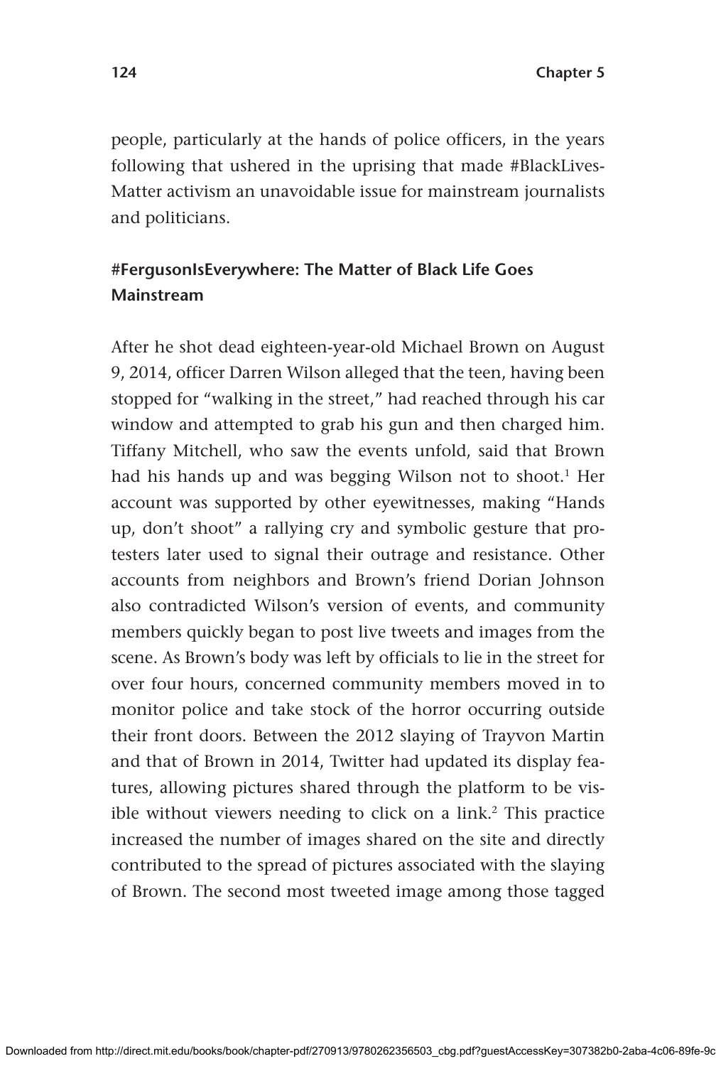people, particularly at the hands of police officers, in the years following that ushered in the uprising that made #BlackLives-Matter activism an unavoidable issue for mainstream journalists and politicians.

### #FergusonIsEverywhere: The Matter of Black Life Goes Mainstream

After he shot dead eighteen-year-old Michael Brown on August 9, 2014, officer Darren Wilson alleged that the teen, having been stopped for "walking in the street," had reached through his car window and attempted to grab his gun and then charged him. Tiffany Mitchell, who saw the events unfold, said that Brown had his hands up and was begging Wilson not to shoot.[1] Her account was supported by other eyewitnesses, making "Hands up, don't shoot" a rallying cry and symbolic gesture that protesters later used to signal their outrage and resistance. Other accounts from neighbors and Brown's friend Dorian Johnson also contradicted Wilson's version of events, and community members quickly began to post live tweets and images from the scene. As Brown's body was left by officials to lie in the street for over four hours, concerned community members moved in to monitor police and take stock of the horror occurring outside their front doors. Between the 2012 slaying of Trayvon Martin and that of Brown in 2014, Twitter had updated its display features, allowing pictures shared through the platform to be visible without viewers needing to click on a link.[2] This practice increased the number of images shared on the site and directly contributed to the spread of pictures associated with the slaying of Brown. The second most tweeted image among those tagged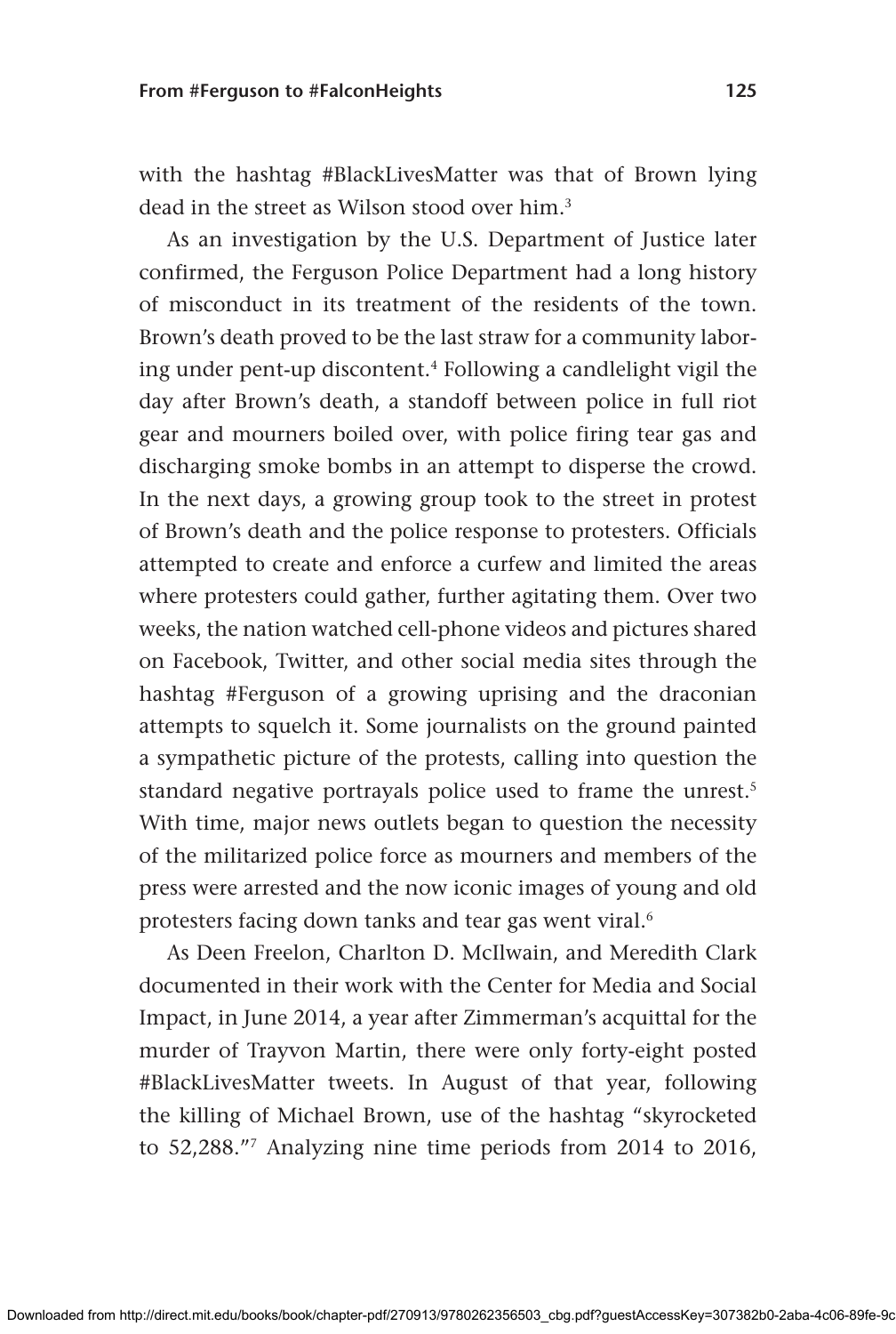with the hashtag #BlackLivesMatter was that of Brown lying dead in the street as Wilson stood over him.[3]

As an investigation by the U.S. Department of Justice later confirmed, the Ferguson Police Department had a long history of misconduct in its treatment of the residents of the town. Brown's death proved to be the last straw for a community laboring under pent-up discontent.[4] Following a candlelight vigil the day after Brown's death, a standoff between police in full riot gear and mourners boiled over, with police firing tear gas and discharging smoke bombs in an attempt to disperse the crowd. In the next days, a growing group took to the street in protest of Brown's death and the police response to protesters. Officials attempted to create and enforce a curfew and limited the areas where protesters could gather, further agitating them. Over two weeks, the nation watched cell-phone videos and pictures shared on Facebook, Twitter, and other social media sites through the hashtag #Ferguson of a growing uprising and the draconian attempts to squelch it. Some journalists on the ground painted a sympathetic picture of the protests, calling into question the standard negative portrayals police used to frame the unrest.[5] With time, major news outlets began to question the necessity of the militarized police force as mourners and members of the press were arrested and the now iconic images of young and old protesters facing down tanks and tear gas went viral.[6]

As Deen Freelon, Charlton D. McIlwain, and Meredith Clark documented in their work with the Center for Media and Social Impact, in June 2014, a year after Zimmerman's acquittal for the murder of Trayvon Martin, there were only forty-eight posted #BlackLivesMatter tweets. In August of that year, following the killing of Michael Brown, use of the hashtag "skyrocketed to 52,288."[7] Analyzing nine time periods from 2014 to 2016,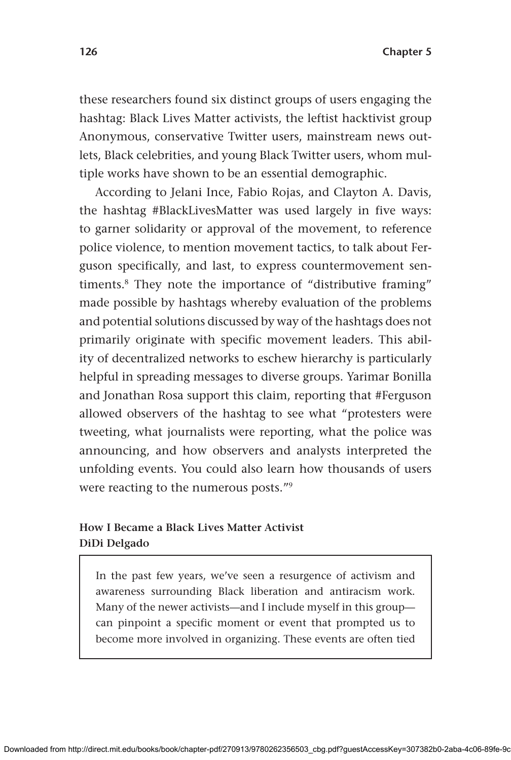these researchers found six distinct groups of users engaging the hashtag: Black Lives Matter activists, the leftist hacktivist group Anonymous, conservative Twitter users, mainstream news outlets, Black celebrities, and young Black Twitter users, whom multiple works have shown to be an essential demographic.

According to Jelani Ince, Fabio Rojas, and Clayton A. Davis, the hashtag #BlackLivesMatter was used largely in five ways: to garner solidarity or approval of the movement, to reference police violence, to mention movement tactics, to talk about Ferguson specifically, and last, to express countermovement sentiments.[8] They note the importance of "distributive framing" made possible by hashtags whereby evaluation of the problems and potential solutions discussed by way of the hashtags does not primarily originate with specific movement leaders. This ability of decentralized networks to eschew hierarchy is particularly helpful in spreading messages to diverse groups. Yarimar Bonilla and Jonathan Rosa support this claim, reporting that #Ferguson allowed observers of the hashtag to see what "protesters were tweeting, what journalists were reporting, what the police was announcing, and how observers and analysts interpreted the unfolding events. You could also learn how thousands of users were reacting to the numerous posts."[9]

**How I Became a Black Lives Matter Activist**
**DiDi Delgado**

> In the past few years, we've seen a resurgence of activism and awareness surrounding Black liberation and antiracism work. Many of the newer activists—and I include myself in this group—can pinpoint a specific moment or event that prompted us to become more involved in organizing. These events are often tied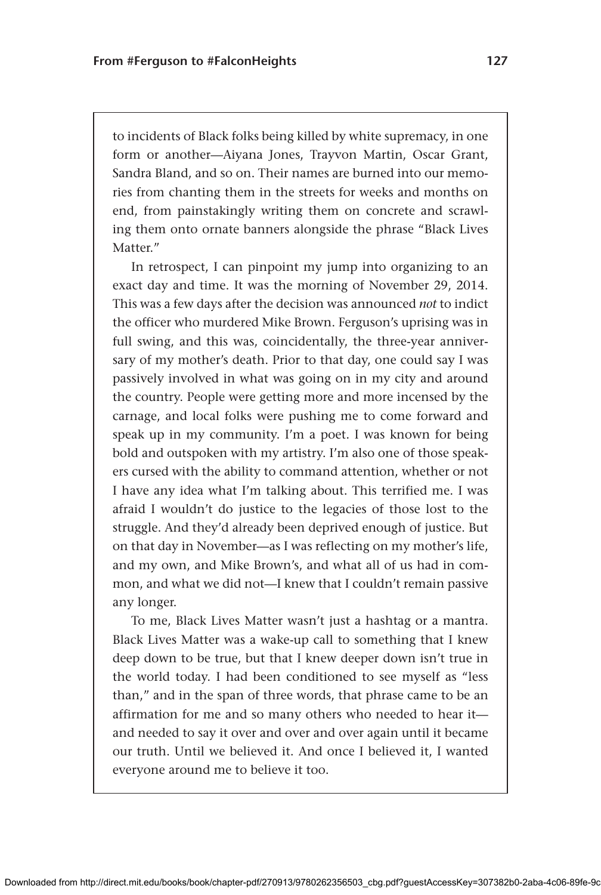to incidents of Black folks being killed by white supremacy, in one form or another—Aiyana Jones, Trayvon Martin, Oscar Grant, Sandra Bland, and so on. Their names are burned into our memories from chanting them in the streets for weeks and months on end, from painstakingly writing them on concrete and scrawling them onto ornate banners alongside the phrase "Black Lives Matter."

In retrospect, I can pinpoint my jump into organizing to an exact day and time. It was the morning of November 29, 2014. This was a few days after the decision was announced *not* to indict the officer who murdered Mike Brown. Ferguson's uprising was in full swing, and this was, coincidentally, the three-year anniversary of my mother's death. Prior to that day, one could say I was passively involved in what was going on in my city and around the country. People were getting more and more incensed by the carnage, and local folks were pushing me to come forward and speak up in my community. I'm a poet. I was known for being bold and outspoken with my artistry. I'm also one of those speakers cursed with the ability to command attention, whether or not I have any idea what I'm talking about. This terrified me. I was afraid I wouldn't do justice to the legacies of those lost to the struggle. And they'd already been deprived enough of justice. But on that day in November—as I was reflecting on my mother's life, and my own, and Mike Brown's, and what all of us had in common, and what we did not—I knew that I couldn't remain passive any longer.

To me, Black Lives Matter wasn't just a hashtag or a mantra. Black Lives Matter was a wake-up call to something that I knew deep down to be true, but that I knew deeper down isn't true in the world today. I had been conditioned to see myself as "less than," and in the span of three words, that phrase came to be an affirmation for me and so many others who needed to hear it—and needed to say it over and over and over again until it became our truth. Until we believed it. And once I believed it, I wanted everyone around me to believe it too.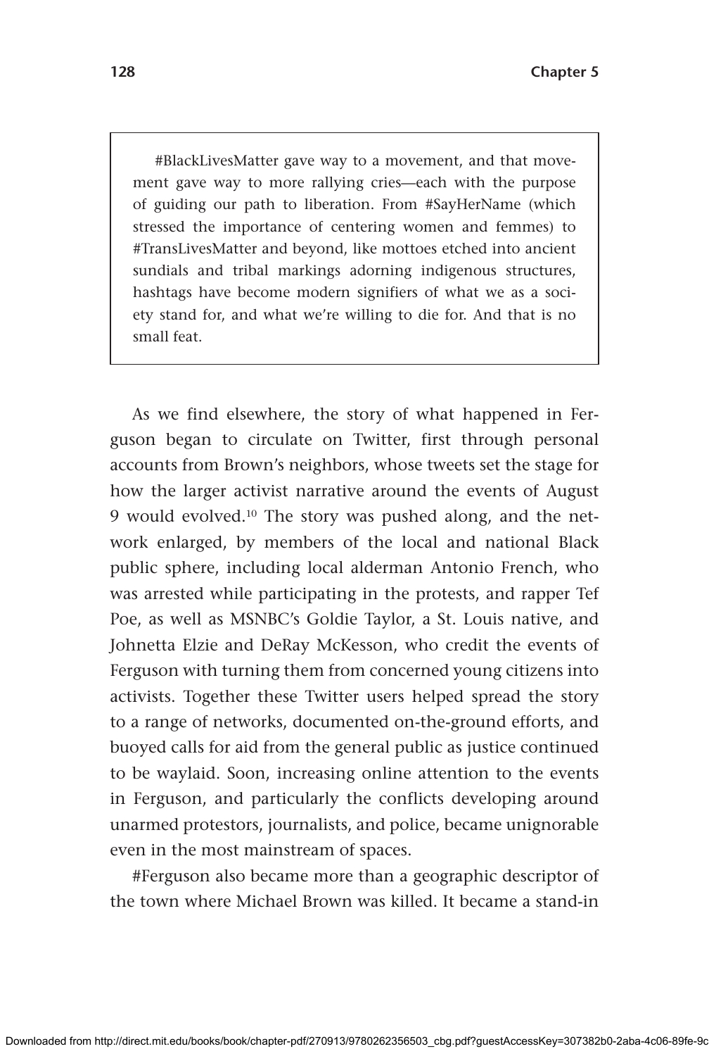> #BlackLivesMatter gave way to a movement, and that movement gave way to more rallying cries—each with the purpose of guiding our path to liberation. From #SayHerName (which stressed the importance of centering women and femmes) to #TransLivesMatter and beyond, like mottoes etched into ancient sundials and tribal markings adorning indigenous structures, hashtags have become modern signifiers of what we as a society stand for, and what we're willing to die for. And that is no small feat.

As we find elsewhere, the story of what happened in Ferguson began to circulate on Twitter, first through personal accounts from Brown's neighbors, whose tweets set the stage for how the larger activist narrative around the events of August 9 would evolved.[10] The story was pushed along, and the network enlarged, by members of the local and national Black public sphere, including local alderman Antonio French, who was arrested while participating in the protests, and rapper Tef Poe, as well as MSNBC's Goldie Taylor, a St. Louis native, and Johnetta Elzie and DeRay McKesson, who credit the events of Ferguson with turning them from concerned young citizens into activists. Together these Twitter users helped spread the story to a range of networks, documented on-the-ground efforts, and buoyed calls for aid from the general public as justice continued to be waylaid. Soon, increasing online attention to the events in Ferguson, and particularly the conflicts developing around unarmed protestors, journalists, and police, became unignorable even in the most mainstream of spaces.

#Ferguson also became more than a geographic descriptor of the town where Michael Brown was killed. It became a stand-in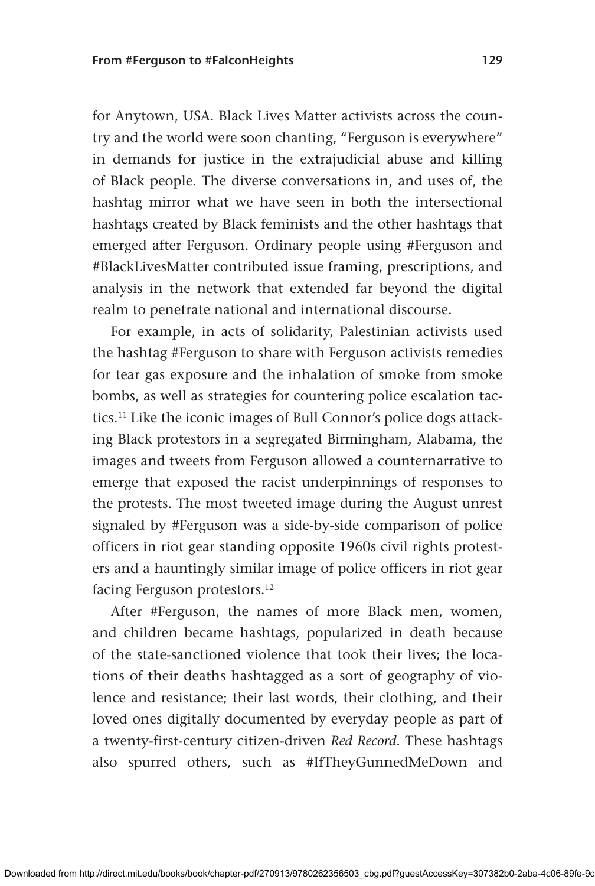for Anytown, USA. Black Lives Matter activists across the country and the world were soon chanting, "Ferguson is everywhere" in demands for justice in the extrajudicial abuse and killing of Black people. The diverse conversations in, and uses of, the hashtag mirror what we have seen in both the intersectional hashtags created by Black feminists and the other hashtags that emerged after Ferguson. Ordinary people using #Ferguson and #BlackLivesMatter contributed issue framing, prescriptions, and analysis in the network that extended far beyond the digital realm to penetrate national and international discourse.

For example, in acts of solidarity, Palestinian activists used the hashtag #Ferguson to share with Ferguson activists remedies for tear gas exposure and the inhalation of smoke from smoke bombs, as well as strategies for countering police escalation tactics.[11] Like the iconic images of Bull Connor's police dogs attacking Black protestors in a segregated Birmingham, Alabama, the images and tweets from Ferguson allowed a counternarrative to emerge that exposed the racist underpinnings of responses to the protests. The most tweeted image during the August unrest signaled by #Ferguson was a side-by-side comparison of police officers in riot gear standing opposite 1960s civil rights protesters and a hauntingly similar image of police officers in riot gear facing Ferguson protestors.[12]

After #Ferguson, the names of more Black men, women, and children became hashtags, popularized in death because of the state-sanctioned violence that took their lives; the locations of their deaths hashtagged as a sort of geography of violence and resistance; their last words, their clothing, and their loved ones digitally documented by everyday people as part of a twenty-first-century citizen-driven *Red Record*. These hashtags also spurred others, such as #IfTheyGunnedMeDown and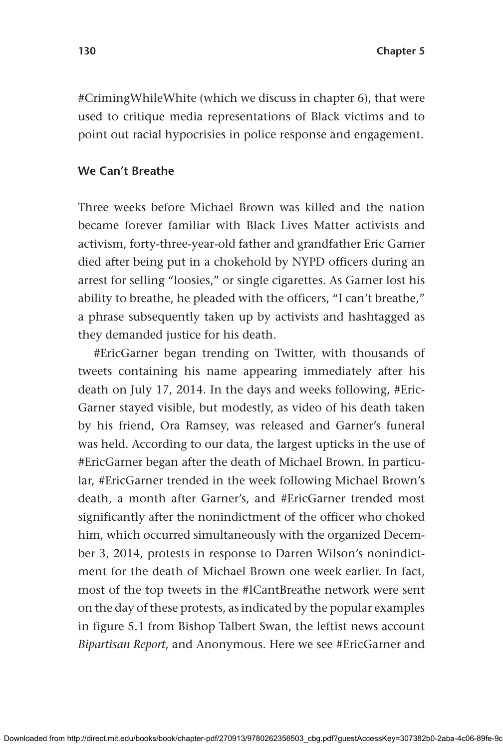#CrimingWhileWhite (which we discuss in chapter 6), that were used to critique media representations of Black victims and to point out racial hypocrisies in police response and engagement.

### We Can't Breathe

Three weeks before Michael Brown was killed and the nation became forever familiar with Black Lives Matter activists and activism, forty-three-year-old father and grandfather Eric Garner died after being put in a chokehold by NYPD officers during an arrest for selling "loosies," or single cigarettes. As Garner lost his ability to breathe, he pleaded with the officers, "I can't breathe," a phrase subsequently taken up by activists and hashtagged as they demanded justice for his death.

#EricGarner began trending on Twitter, with thousands of tweets containing his name appearing immediately after his death on July 17, 2014. In the days and weeks following, #EricGarner stayed visible, but modestly, as video of his death taken by his friend, Ora Ramsey, was released and Garner's funeral was held. According to our data, the largest upticks in the use of #EricGarner began after the death of Michael Brown. In particular, #EricGarner trended in the week following Michael Brown's death, a month after Garner's, and #EricGarner trended most significantly after the nonindictment of the officer who choked him, which occurred simultaneously with the organized December 3, 2014, protests in response to Darren Wilson's nonindictment for the death of Michael Brown one week earlier. In fact, most of the top tweets in the #ICantBreathe network were sent on the day of these protests, as indicated by the popular examples in figure 5.1 from Bishop Talbert Swan, the leftist news account *Bipartisan Report*, and Anonymous. Here we see #EricGarner and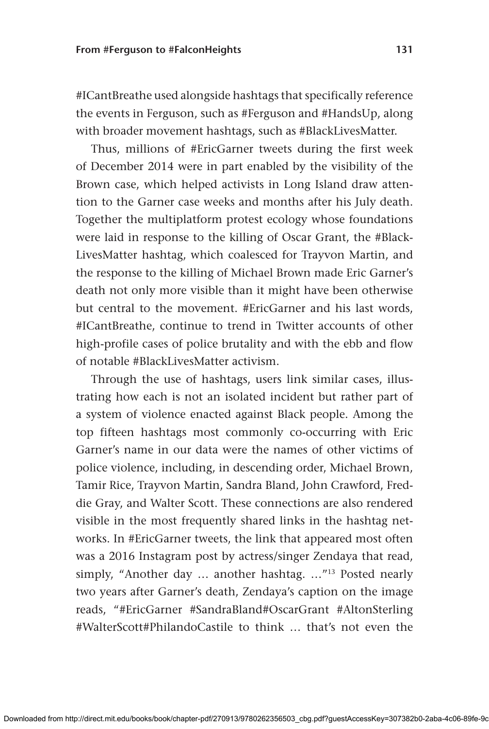#ICantBreathe used alongside hashtags that specifically reference the events in Ferguson, such as #Ferguson and #HandsUp, along with broader movement hashtags, such as #BlackLivesMatter.

Thus, millions of #EricGarner tweets during the first week of December 2014 were in part enabled by the visibility of the Brown case, which helped activists in Long Island draw attention to the Garner case weeks and months after his July death. Together the multiplatform protest ecology whose foundations were laid in response to the killing of Oscar Grant, the #BlackLivesMatter hashtag, which coalesced for Trayvon Martin, and the response to the killing of Michael Brown made Eric Garner's death not only more visible than it might have been otherwise but central to the movement. #EricGarner and his last words, #ICantBreathe, continue to trend in Twitter accounts of other high-profile cases of police brutality and with the ebb and flow of notable #BlackLivesMatter activism.

Through the use of hashtags, users link similar cases, illustrating how each is not an isolated incident but rather part of a system of violence enacted against Black people. Among the top fifteen hashtags most commonly co-occurring with Eric Garner's name in our data were the names of other victims of police violence, including, in descending order, Michael Brown, Tamir Rice, Trayvon Martin, Sandra Bland, John Crawford, Freddie Gray, and Walter Scott. These connections are also rendered visible in the most frequently shared links in the hashtag networks. In #EricGarner tweets, the link that appeared most often was a 2016 Instagram post by actress/singer Zendaya that read, simply, "Another day … another hashtag. …"[13] Posted nearly two years after Garner's death, Zendaya's caption on the image reads, "#EricGarner #SandraBland#OscarGrant #AltonSterling #WalterScott#PhilandoCastile to think … that's not even the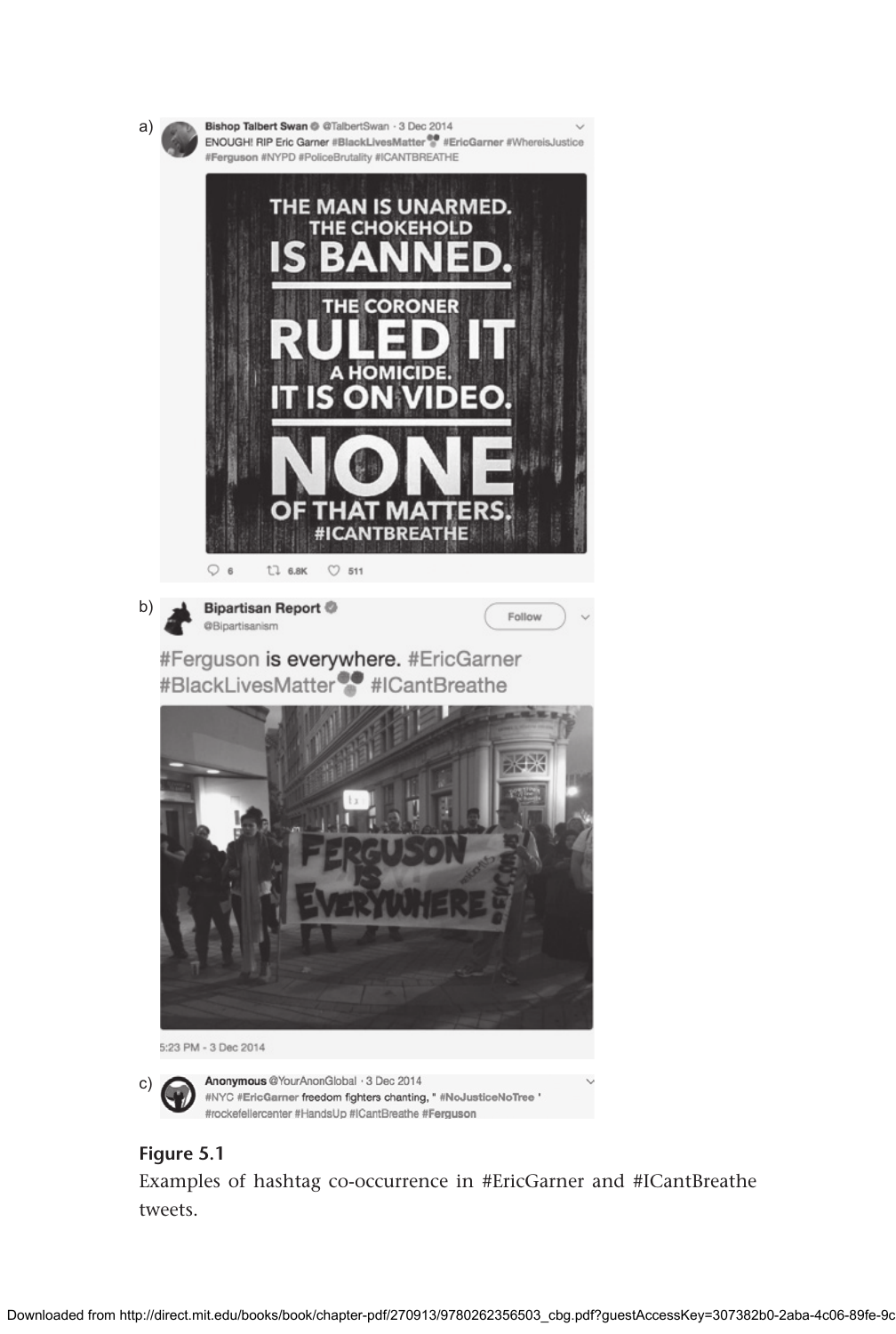a)

**Bishop Talbert Swan** @TalbertSwan · 3 Dec 2014

ENOUGH! RIP Eric Garner #BlackLivesMatter #EricGarner #WhereisJustice #Ferguson #NYPD #PoliceBrutality #ICANTBREATHE

THE MAN IS UNARMED.
THE CHOKEHOLD
IS BANNED.
THE CORONER
RULED IT
A HOMICIDE.
IT IS ON VIDEO.
NONE
OF THAT MATTERS.
#ICANTBREATHE

6 · 6.8K · 511

b)

**Bipartisan Report** @Bipartisanism

Follow

#Ferguson is everywhere. #EricGarner #BlackLivesMatter #ICantBreathe

FERGUSON IS EVERYWHERE

5:23 PM - 3 Dec 2014

c)

**Anonymous** @YourAnonGlobal · 3 Dec 2014

#NYC #EricGarner freedom fighters chanting, " #NoJusticeNoTree " #rockefellercenter #HandsUp #ICantBreathe #Ferguson

**Figure 5.1**

Examples of hashtag co-occurrence in #EricGarner and #ICantBreathe tweets.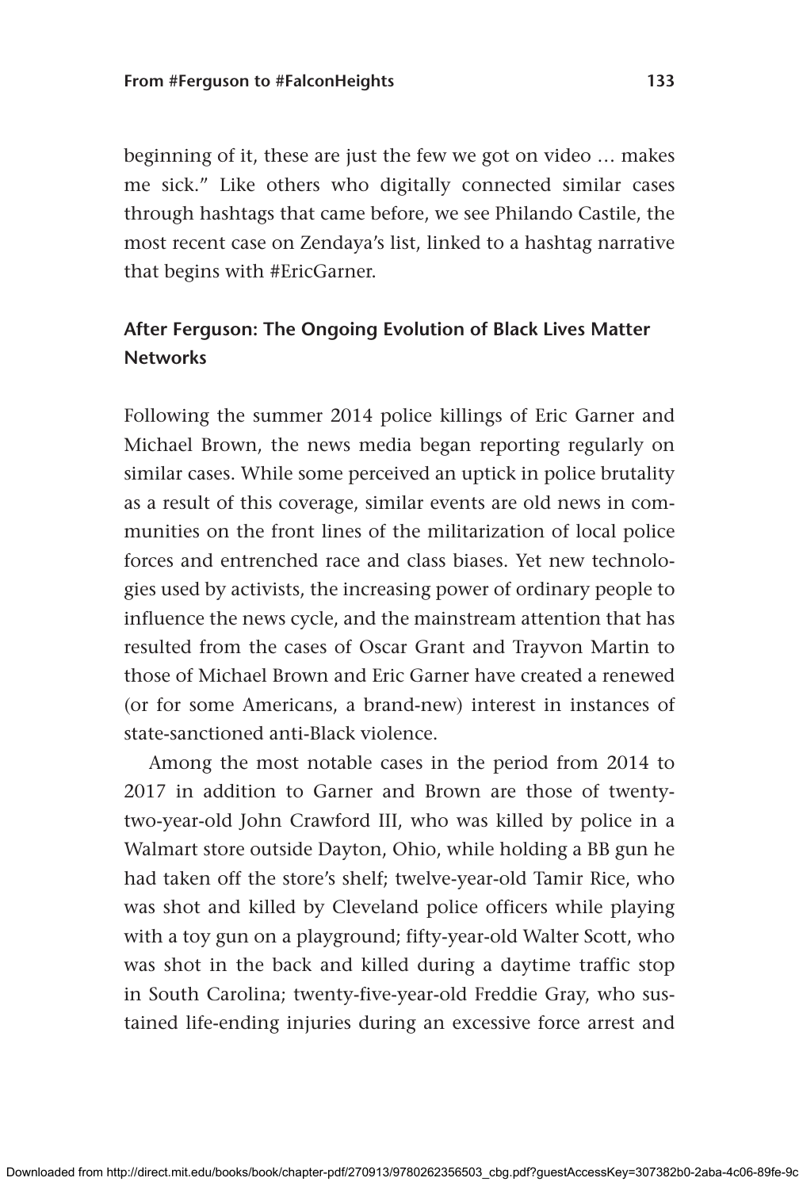beginning of it, these are just the few we got on video … makes me sick." Like others who digitally connected similar cases through hashtags that came before, we see Philando Castile, the most recent case on Zendaya's list, linked to a hashtag narrative that begins with #EricGarner.

## After Ferguson: The Ongoing Evolution of Black Lives Matter Networks

Following the summer 2014 police killings of Eric Garner and Michael Brown, the news media began reporting regularly on similar cases. While some perceived an uptick in police brutality as a result of this coverage, similar events are old news in communities on the front lines of the militarization of local police forces and entrenched race and class biases. Yet new technologies used by activists, the increasing power of ordinary people to influence the news cycle, and the mainstream attention that has resulted from the cases of Oscar Grant and Trayvon Martin to those of Michael Brown and Eric Garner have created a renewed (or for some Americans, a brand-new) interest in instances of state-sanctioned anti-Black violence.

Among the most notable cases in the period from 2014 to 2017 in addition to Garner and Brown are those of twenty-two-year-old John Crawford III, who was killed by police in a Walmart store outside Dayton, Ohio, while holding a BB gun he had taken off the store's shelf; twelve-year-old Tamir Rice, who was shot and killed by Cleveland police officers while playing with a toy gun on a playground; fifty-year-old Walter Scott, who was shot in the back and killed during a daytime traffic stop in South Carolina; twenty-five-year-old Freddie Gray, who sustained life-ending injuries during an excessive force arrest and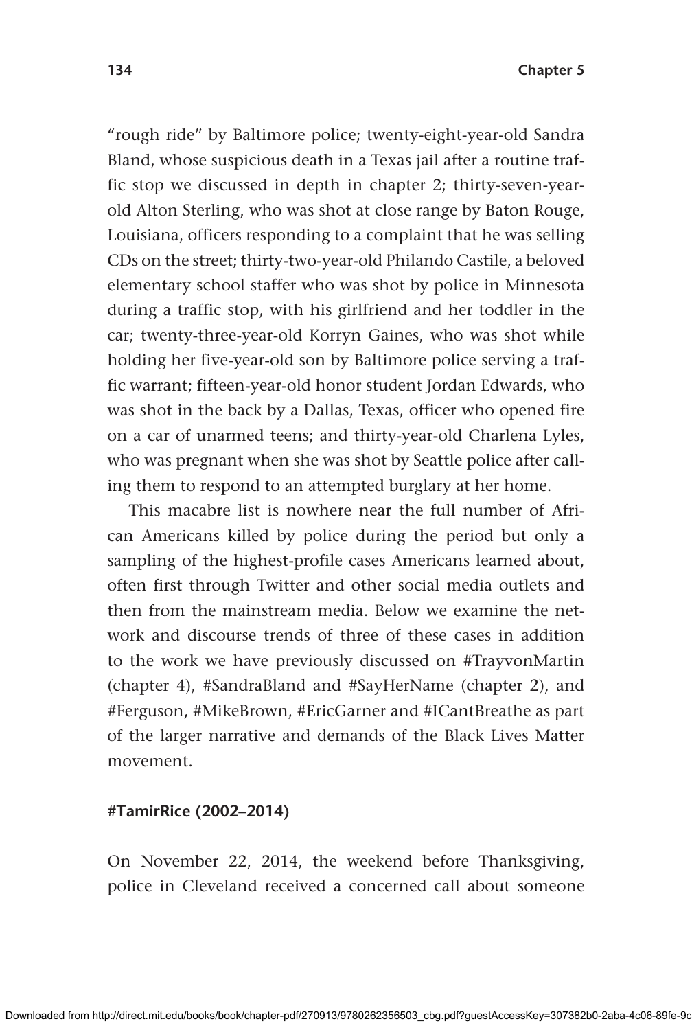"rough ride" by Baltimore police; twenty-eight-year-old Sandra Bland, whose suspicious death in a Texas jail after a routine traffic stop we discussed in depth in chapter 2; thirty-seven-year-old Alton Sterling, who was shot at close range by Baton Rouge, Louisiana, officers responding to a complaint that he was selling CDs on the street; thirty-two-year-old Philando Castile, a beloved elementary school staffer who was shot by police in Minnesota during a traffic stop, with his girlfriend and her toddler in the car; twenty-three-year-old Korryn Gaines, who was shot while holding her five-year-old son by Baltimore police serving a traffic warrant; fifteen-year-old honor student Jordan Edwards, who was shot in the back by a Dallas, Texas, officer who opened fire on a car of unarmed teens; and thirty-year-old Charlena Lyles, who was pregnant when she was shot by Seattle police after calling them to respond to an attempted burglary at her home.

This macabre list is nowhere near the full number of African Americans killed by police during the period but only a sampling of the highest-profile cases Americans learned about, often first through Twitter and other social media outlets and then from the mainstream media. Below we examine the network and discourse trends of three of these cases in addition to the work we have previously discussed on #TrayvonMartin (chapter 4), #SandraBland and #SayHerName (chapter 2), and #Ferguson, #MikeBrown, #EricGarner and #ICantBreathe as part of the larger narrative and demands of the Black Lives Matter movement.

### #TamirRice (2002–2014)

On November 22, 2014, the weekend before Thanksgiving, police in Cleveland received a concerned call about someone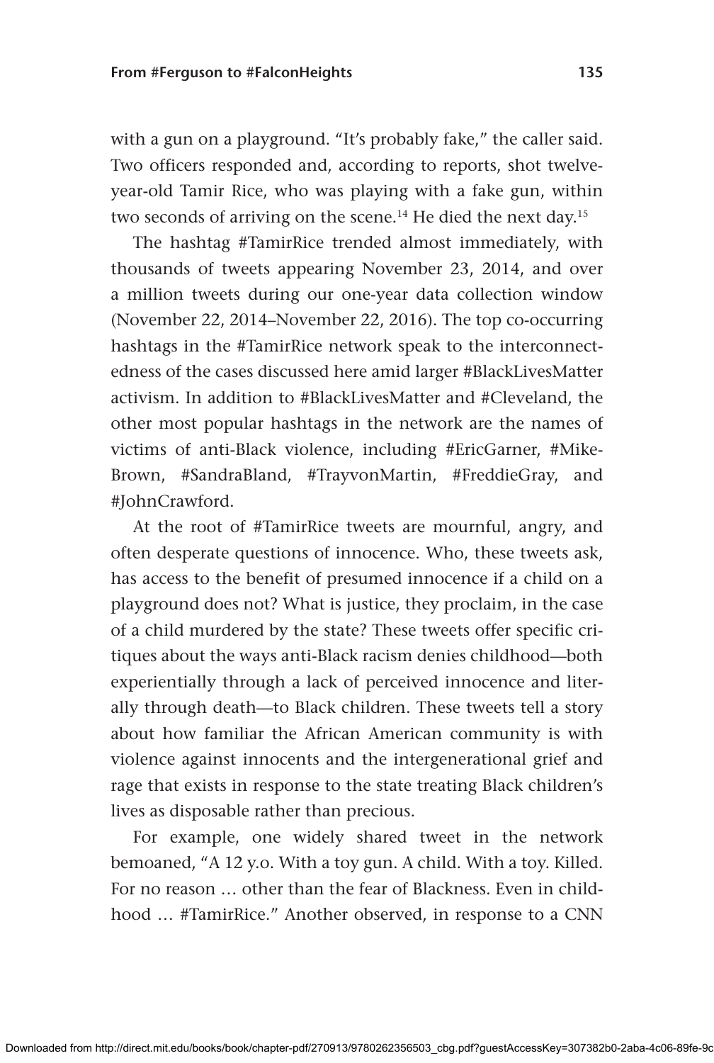with a gun on a playground. "It's probably fake," the caller said. Two officers responded and, according to reports, shot twelve-year-old Tamir Rice, who was playing with a fake gun, within two seconds of arriving on the scene.[14] He died the next day.[15]

The hashtag #TamirRice trended almost immediately, with thousands of tweets appearing November 23, 2014, and over a million tweets during our one-year data collection window (November 22, 2014–November 22, 2016). The top co-occurring hashtags in the #TamirRice network speak to the interconnectedness of the cases discussed here amid larger #BlackLivesMatter activism. In addition to #BlackLivesMatter and #Cleveland, the other most popular hashtags in the network are the names of victims of anti-Black violence, including #EricGarner, #MikeBrown, #SandraBland, #TrayvonMartin, #FreddieGray, and #JohnCrawford.

At the root of #TamirRice tweets are mournful, angry, and often desperate questions of innocence. Who, these tweets ask, has access to the benefit of presumed innocence if a child on a playground does not? What is justice, they proclaim, in the case of a child murdered by the state? These tweets offer specific critiques about the ways anti-Black racism denies childhood—both experientially through a lack of perceived innocence and literally through death—to Black children. These tweets tell a story about how familiar the African American community is with violence against innocents and the intergenerational grief and rage that exists in response to the state treating Black children's lives as disposable rather than precious.

For example, one widely shared tweet in the network bemoaned, "A 12 y.o. With a toy gun. A child. With a toy. Killed. For no reason … other than the fear of Blackness. Even in childhood … #TamirRice." Another observed, in response to a CNN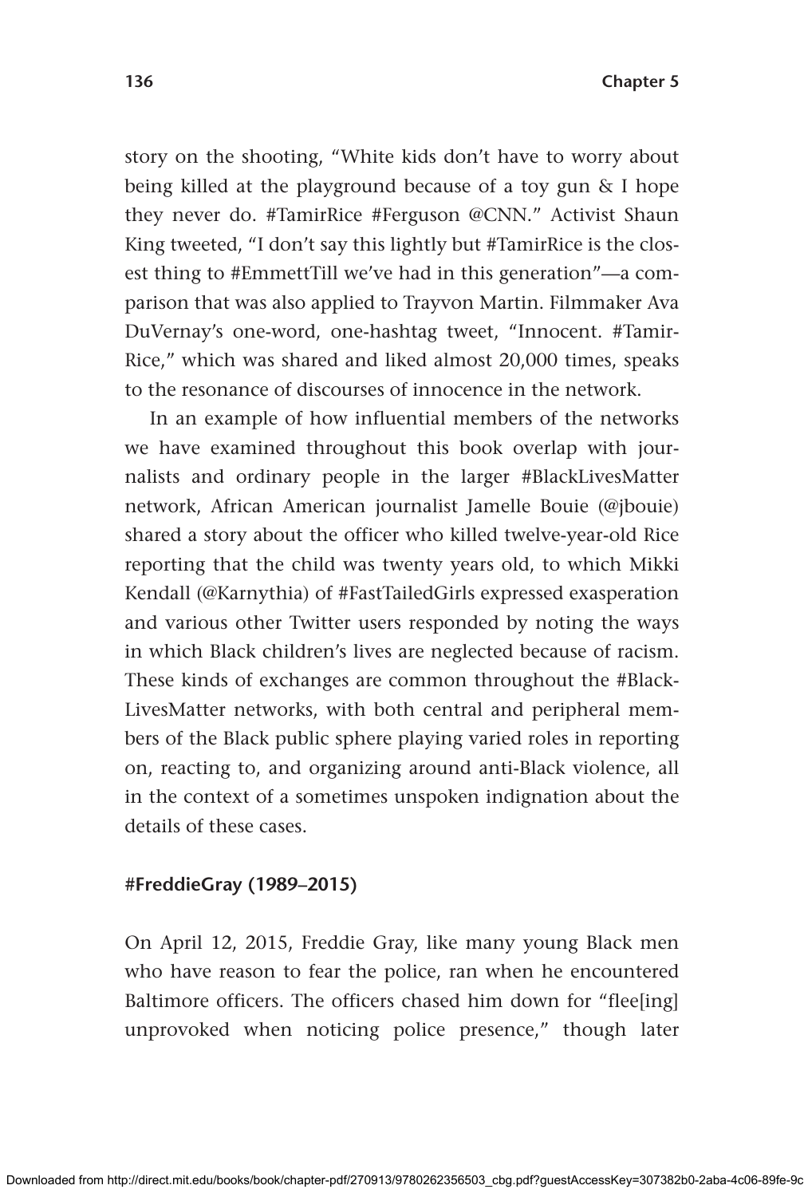story on the shooting, "White kids don't have to worry about being killed at the playground because of a toy gun & I hope they never do. #TamirRice #Ferguson @CNN." Activist Shaun King tweeted, "I don't say this lightly but #TamirRice is the closest thing to #EmmettTill we've had in this generation"—a comparison that was also applied to Trayvon Martin. Filmmaker Ava DuVernay's one-word, one-hashtag tweet, "Innocent. #TamirRice," which was shared and liked almost 20,000 times, speaks to the resonance of discourses of innocence in the network.

In an example of how influential members of the networks we have examined throughout this book overlap with journalists and ordinary people in the larger #BlackLivesMatter network, African American journalist Jamelle Bouie (@jbouie) shared a story about the officer who killed twelve-year-old Rice reporting that the child was twenty years old, to which Mikki Kendall (@Karnythia) of #FastTailedGirls expressed exasperation and various other Twitter users responded by noting the ways in which Black children's lives are neglected because of racism. These kinds of exchanges are common throughout the #BlackLivesMatter networks, with both central and peripheral members of the Black public sphere playing varied roles in reporting on, reacting to, and organizing around anti-Black violence, all in the context of a sometimes unspoken indignation about the details of these cases.

### #FreddieGray (1989–2015)

On April 12, 2015, Freddie Gray, like many young Black men who have reason to fear the police, ran when he encountered Baltimore officers. The officers chased him down for "flee[ing] unprovoked when noticing police presence," though later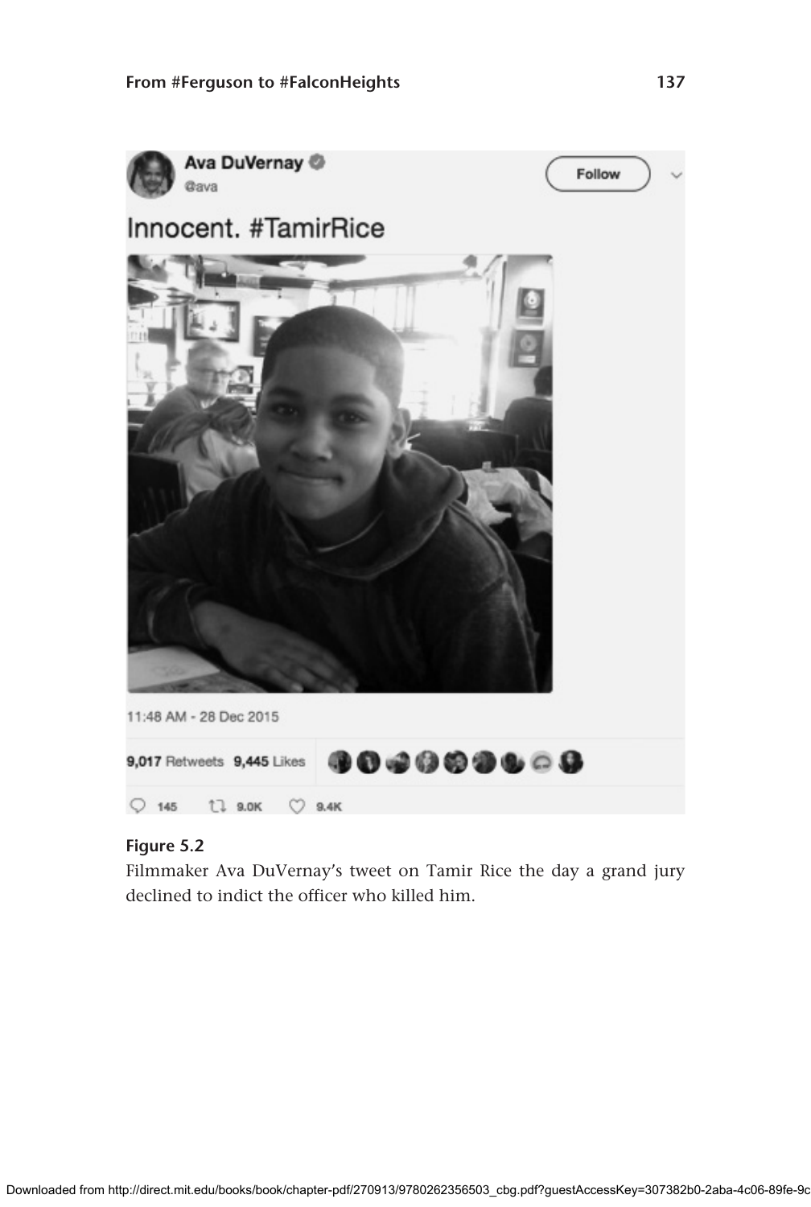Ava DuVernay @ava

Innocent. #TamirRice

11:48 AM - 28 Dec 2015

9,017 Retweets 9,445 Likes

145 9.0K 9.4K

**Figure 5.2**
Filmmaker Ava DuVernay's tweet on Tamir Rice the day a grand jury declined to indict the officer who killed him.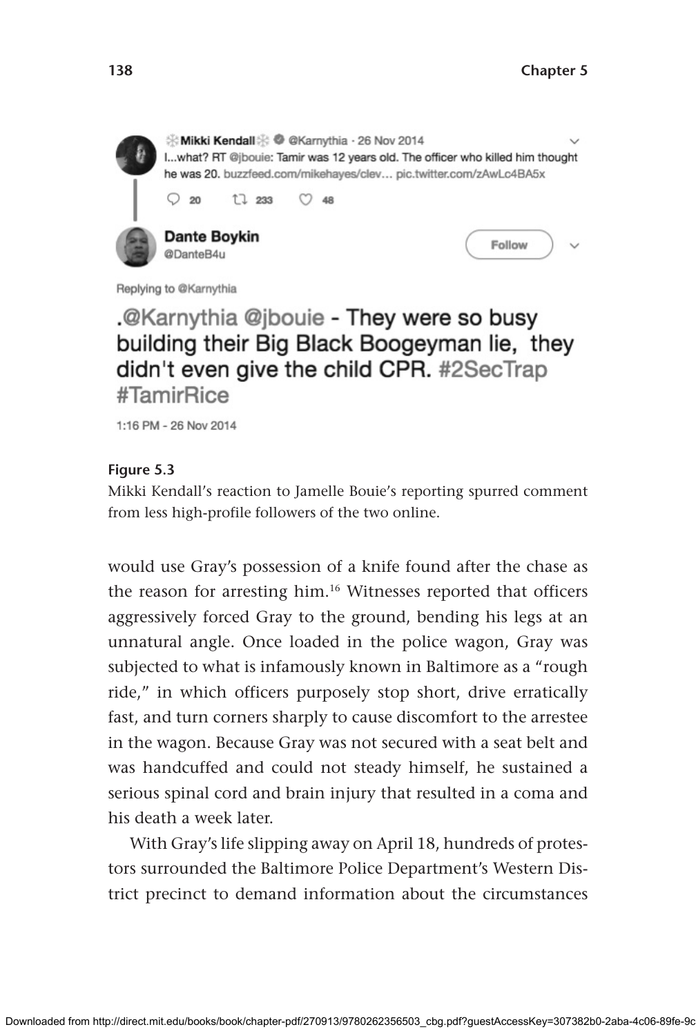❄Mikki Kendall❄ @Karnythia · 26 Nov 2014
I...what? RT @jbouie: Tamir was 12 years old. The officer who killed him thought he was 20. buzzfeed.com/mikehayes/clev... pic.twitter.com/zAwLc4BA5x

20 233 48

**Dante Boykin**
@DanteB4u

Follow

Replying to @Karnythia

.@Karnythia @jbouie - They were so busy building their Big Black Boogeyman lie, they didn't even give the child CPR. #2SecTrap #TamirRice

1:16 PM - 26 Nov 2014

**Figure 5.3**
Mikki Kendall's reaction to Jamelle Bouie's reporting spurred comment from less high-profile followers of the two online.

would use Gray's possession of a knife found after the chase as the reason for arresting him.[16] Witnesses reported that officers aggressively forced Gray to the ground, bending his legs at an unnatural angle. Once loaded in the police wagon, Gray was subjected to what is infamously known in Baltimore as a "rough ride," in which officers purposely stop short, drive erratically fast, and turn corners sharply to cause discomfort to the arrestee in the wagon. Because Gray was not secured with a seat belt and was handcuffed and could not steady himself, he sustained a serious spinal cord and brain injury that resulted in a coma and his death a week later.

With Gray's life slipping away on April 18, hundreds of protestors surrounded the Baltimore Police Department's Western District precinct to demand information about the circumstances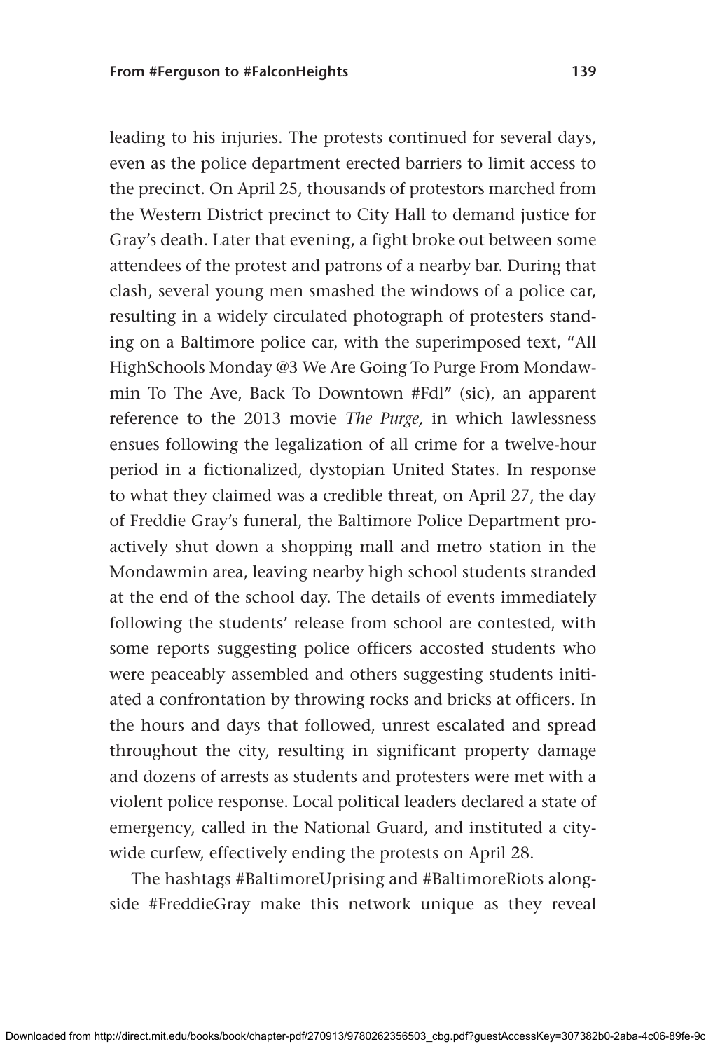leading to his injuries. The protests continued for several days, even as the police department erected barriers to limit access to the precinct. On April 25, thousands of protestors marched from the Western District precinct to City Hall to demand justice for Gray's death. Later that evening, a fight broke out between some attendees of the protest and patrons of a nearby bar. During that clash, several young men smashed the windows of a police car, resulting in a widely circulated photograph of protesters standing on a Baltimore police car, with the superimposed text, "All HighSchools Monday @3 We Are Going To Purge From Mondawmin To The Ave, Back To Downtown #Fdl" (sic), an apparent reference to the 2013 movie *The Purge,* in which lawlessness ensues following the legalization of all crime for a twelve-hour period in a fictionalized, dystopian United States. In response to what they claimed was a credible threat, on April 27, the day of Freddie Gray's funeral, the Baltimore Police Department proactively shut down a shopping mall and metro station in the Mondawmin area, leaving nearby high school students stranded at the end of the school day. The details of events immediately following the students' release from school are contested, with some reports suggesting police officers accosted students who were peaceably assembled and others suggesting students initiated a confrontation by throwing rocks and bricks at officers. In the hours and days that followed, unrest escalated and spread throughout the city, resulting in significant property damage and dozens of arrests as students and protesters were met with a violent police response. Local political leaders declared a state of emergency, called in the National Guard, and instituted a citywide curfew, effectively ending the protests on April 28.

The hashtags #BaltimoreUprising and #BaltimoreRiots alongside #FreddieGray make this network unique as they reveal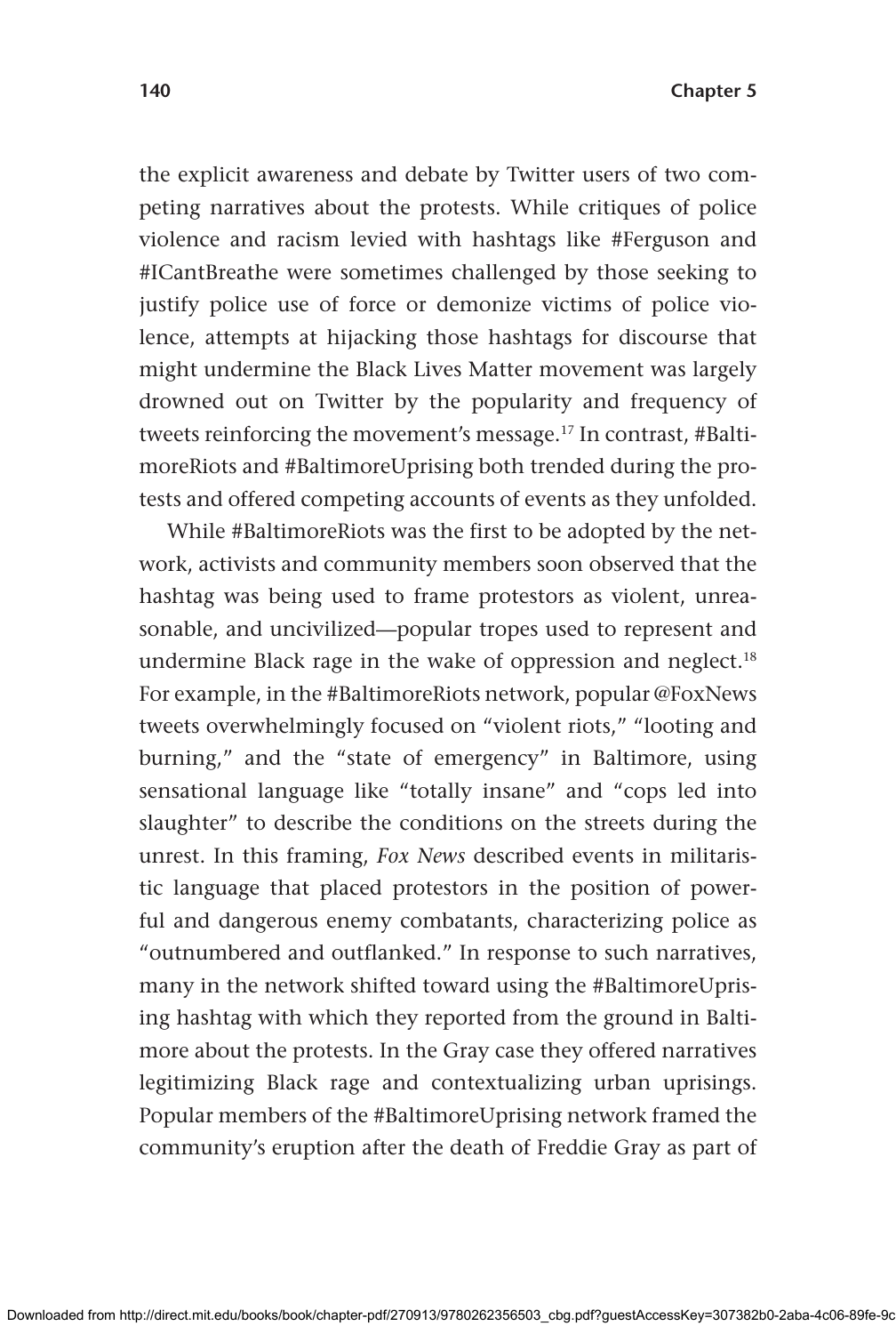the explicit awareness and debate by Twitter users of two competing narratives about the protests. While critiques of police violence and racism levied with hashtags like #Ferguson and #ICantBreathe were sometimes challenged by those seeking to justify police use of force or demonize victims of police violence, attempts at hijacking those hashtags for discourse that might undermine the Black Lives Matter movement was largely drowned out on Twitter by the popularity and frequency of tweets reinforcing the movement's message.[17] In contrast, #BaltimoreRiots and #BaltimoreUprising both trended during the protests and offered competing accounts of events as they unfolded.

While #BaltimoreRiots was the first to be adopted by the network, activists and community members soon observed that the hashtag was being used to frame protestors as violent, unreasonable, and uncivilized—popular tropes used to represent and undermine Black rage in the wake of oppression and neglect.[18] For example, in the #BaltimoreRiots network, popular @FoxNews tweets overwhelmingly focused on "violent riots," "looting and burning," and the "state of emergency" in Baltimore, using sensational language like "totally insane" and "cops led into slaughter" to describe the conditions on the streets during the unrest. In this framing, *Fox News* described events in militaristic language that placed protestors in the position of powerful and dangerous enemy combatants, characterizing police as "outnumbered and outflanked." In response to such narratives, many in the network shifted toward using the #BaltimoreUprising hashtag with which they reported from the ground in Baltimore about the protests. In the Gray case they offered narratives legitimizing Black rage and contextualizing urban uprisings. Popular members of the #BaltimoreUprising network framed the community's eruption after the death of Freddie Gray as part of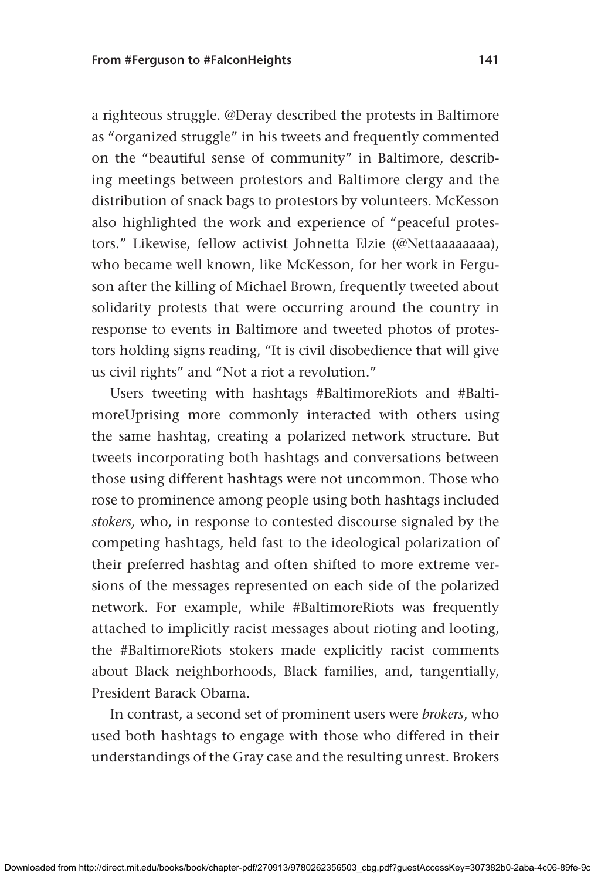a righteous struggle. @Deray described the protests in Baltimore as "organized struggle" in his tweets and frequently commented on the "beautiful sense of community" in Baltimore, describing meetings between protestors and Baltimore clergy and the distribution of snack bags to protestors by volunteers. McKesson also highlighted the work and experience of "peaceful protestors." Likewise, fellow activist Johnetta Elzie (@Nettaaaaaaaa), who became well known, like McKesson, for her work in Ferguson after the killing of Michael Brown, frequently tweeted about solidarity protests that were occurring around the country in response to events in Baltimore and tweeted photos of protestors holding signs reading, "It is civil disobedience that will give us civil rights" and "Not a riot a revolution."

Users tweeting with hashtags #BaltimoreRiots and #BaltimoreUprising more commonly interacted with others using the same hashtag, creating a polarized network structure. But tweets incorporating both hashtags and conversations between those using different hashtags were not uncommon. Those who rose to prominence among people using both hashtags included *stokers,* who, in response to contested discourse signaled by the competing hashtags, held fast to the ideological polarization of their preferred hashtag and often shifted to more extreme versions of the messages represented on each side of the polarized network. For example, while #BaltimoreRiots was frequently attached to implicitly racist messages about rioting and looting, the #BaltimoreRiots stokers made explicitly racist comments about Black neighborhoods, Black families, and, tangentially, President Barack Obama.

In contrast, a second set of prominent users were *brokers*, who used both hashtags to engage with those who differed in their understandings of the Gray case and the resulting unrest. Brokers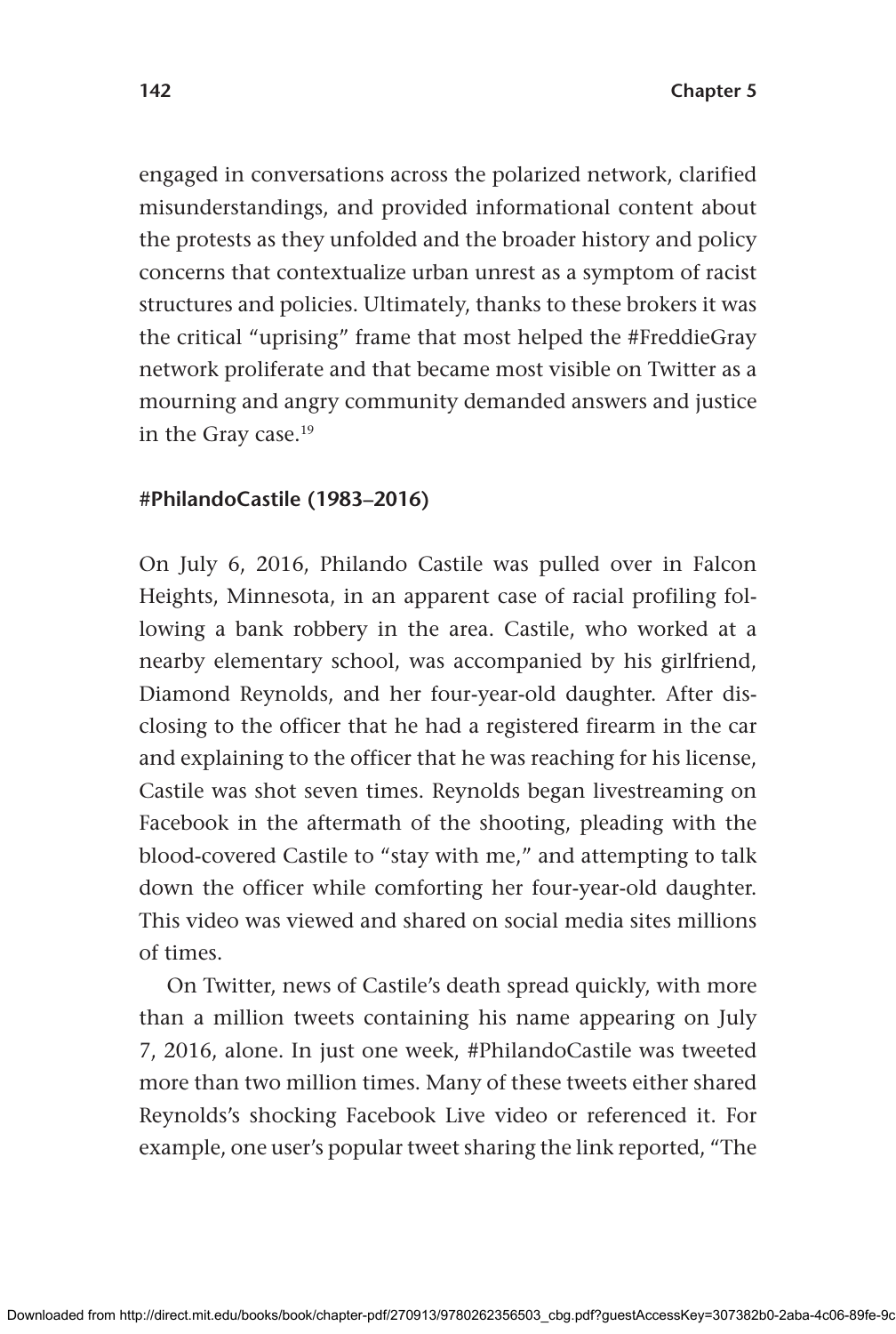engaged in conversations across the polarized network, clarified misunderstandings, and provided informational content about the protests as they unfolded and the broader history and policy concerns that contextualize urban unrest as a symptom of racist structures and policies. Ultimately, thanks to these brokers it was the critical "uprising" frame that most helped the #FreddieGray network proliferate and that became most visible on Twitter as a mourning and angry community demanded answers and justice in the Gray case.[19]

### #PhilandoCastile (1983–2016)

On July 6, 2016, Philando Castile was pulled over in Falcon Heights, Minnesota, in an apparent case of racial profiling following a bank robbery in the area. Castile, who worked at a nearby elementary school, was accompanied by his girlfriend, Diamond Reynolds, and her four-year-old daughter. After disclosing to the officer that he had a registered firearm in the car and explaining to the officer that he was reaching for his license, Castile was shot seven times. Reynolds began livestreaming on Facebook in the aftermath of the shooting, pleading with the blood-covered Castile to "stay with me," and attempting to talk down the officer while comforting her four-year-old daughter. This video was viewed and shared on social media sites millions of times.

On Twitter, news of Castile's death spread quickly, with more than a million tweets containing his name appearing on July 7, 2016, alone. In just one week, #PhilandoCastile was tweeted more than two million times. Many of these tweets either shared Reynolds's shocking Facebook Live video or referenced it. For example, one user's popular tweet sharing the link reported, "The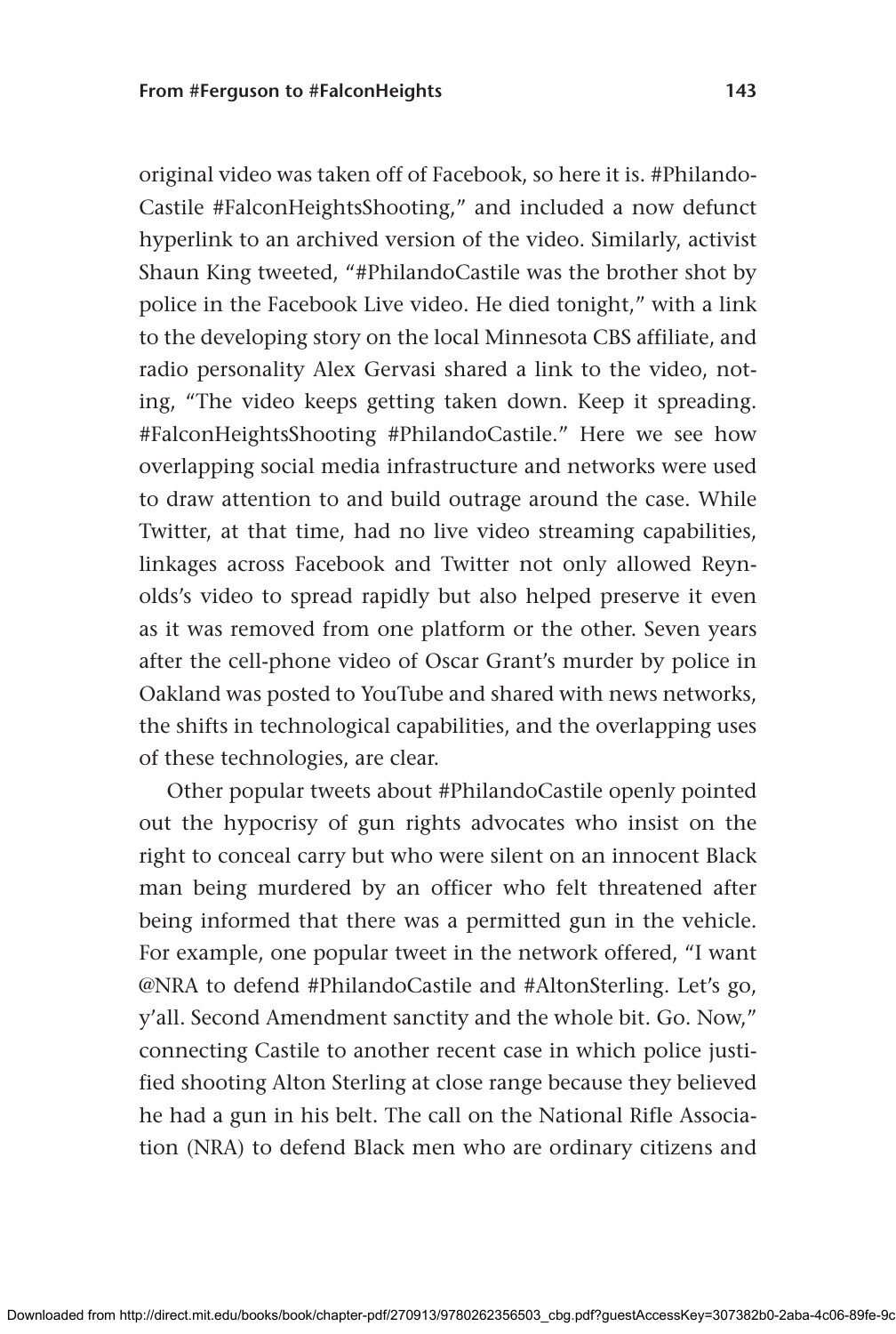original video was taken off of Facebook, so here it is. #PhilandoCastile #FalconHeightsShooting," and included a now defunct hyperlink to an archived version of the video. Similarly, activist Shaun King tweeted, "#PhilandoCastile was the brother shot by police in the Facebook Live video. He died tonight," with a link to the developing story on the local Minnesota CBS affiliate, and radio personality Alex Gervasi shared a link to the video, noting, "The video keeps getting taken down. Keep it spreading. #FalconHeightsShooting #PhilandoCastile." Here we see how overlapping social media infrastructure and networks were used to draw attention to and build outrage around the case. While Twitter, at that time, had no live video streaming capabilities, linkages across Facebook and Twitter not only allowed Reynolds's video to spread rapidly but also helped preserve it even as it was removed from one platform or the other. Seven years after the cell-phone video of Oscar Grant's murder by police in Oakland was posted to YouTube and shared with news networks, the shifts in technological capabilities, and the overlapping uses of these technologies, are clear.

Other popular tweets about #PhilandoCastile openly pointed out the hypocrisy of gun rights advocates who insist on the right to conceal carry but who were silent on an innocent Black man being murdered by an officer who felt threatened after being informed that there was a permitted gun in the vehicle. For example, one popular tweet in the network offered, "I want @NRA to defend #PhilandoCastile and #AltonSterling. Let's go, y'all. Second Amendment sanctity and the whole bit. Go. Now," connecting Castile to another recent case in which police justified shooting Alton Sterling at close range because they believed he had a gun in his belt. The call on the National Rifle Association (NRA) to defend Black men who are ordinary citizens and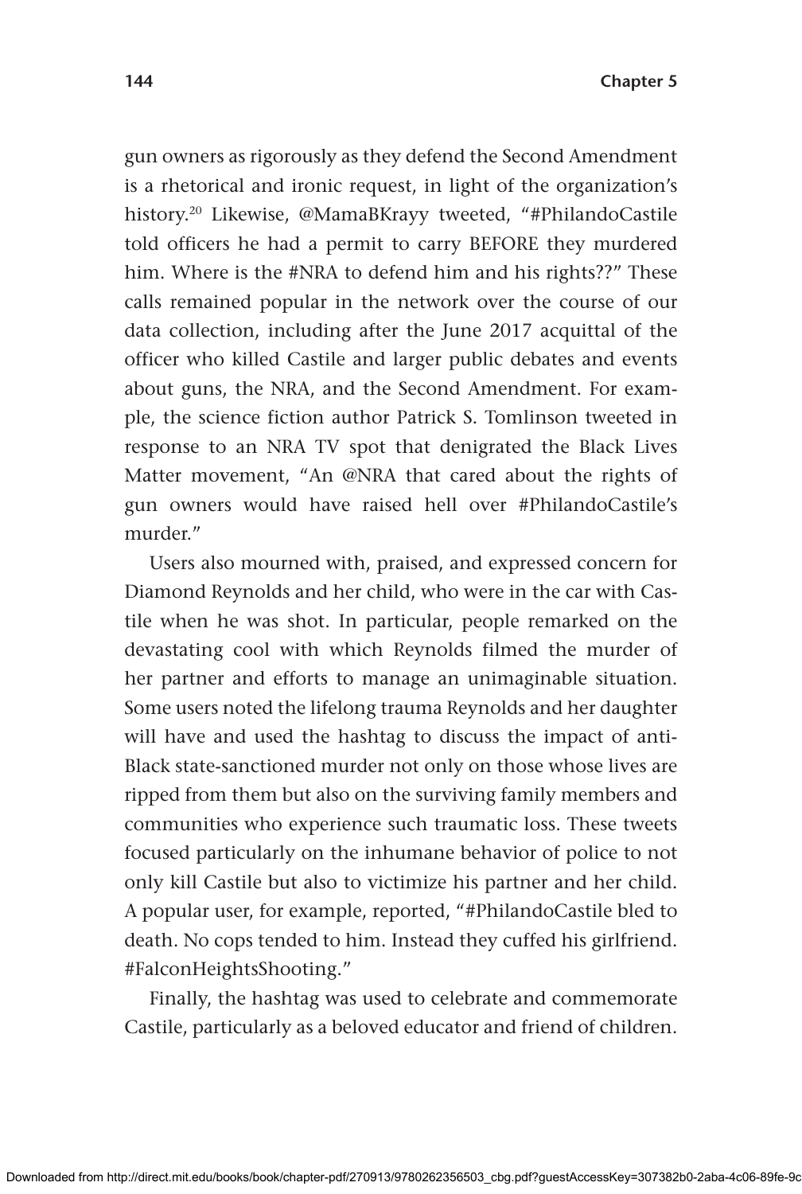gun owners as rigorously as they defend the Second Amendment is a rhetorical and ironic request, in light of the organization's history.[20] Likewise, @MamaBKrayy tweeted, "#PhilandoCastile told officers he had a permit to carry BEFORE they murdered him. Where is the #NRA to defend him and his rights??" These calls remained popular in the network over the course of our data collection, including after the June 2017 acquittal of the officer who killed Castile and larger public debates and events about guns, the NRA, and the Second Amendment. For example, the science fiction author Patrick S. Tomlinson tweeted in response to an NRA TV spot that denigrated the Black Lives Matter movement, "An @NRA that cared about the rights of gun owners would have raised hell over #PhilandoCastile's murder."

Users also mourned with, praised, and expressed concern for Diamond Reynolds and her child, who were in the car with Castile when he was shot. In particular, people remarked on the devastating cool with which Reynolds filmed the murder of her partner and efforts to manage an unimaginable situation. Some users noted the lifelong trauma Reynolds and her daughter will have and used the hashtag to discuss the impact of anti-Black state-sanctioned murder not only on those whose lives are ripped from them but also on the surviving family members and communities who experience such traumatic loss. These tweets focused particularly on the inhumane behavior of police to not only kill Castile but also to victimize his partner and her child. A popular user, for example, reported, "#PhilandoCastile bled to death. No cops tended to him. Instead they cuffed his girlfriend. #FalconHeightsShooting."

Finally, the hashtag was used to celebrate and commemorate Castile, particularly as a beloved educator and friend of children.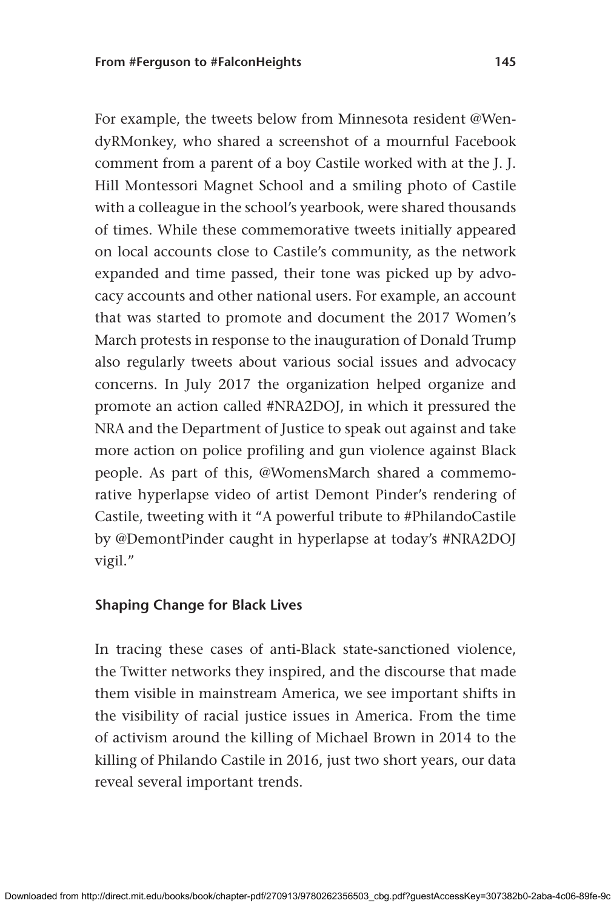For example, the tweets below from Minnesota resident @WendyRMonkey, who shared a screenshot of a mournful Facebook comment from a parent of a boy Castile worked with at the J. J. Hill Montessori Magnet School and a smiling photo of Castile with a colleague in the school's yearbook, were shared thousands of times. While these commemorative tweets initially appeared on local accounts close to Castile's community, as the network expanded and time passed, their tone was picked up by advocacy accounts and other national users. For example, an account that was started to promote and document the 2017 Women's March protests in response to the inauguration of Donald Trump also regularly tweets about various social issues and advocacy concerns. In July 2017 the organization helped organize and promote an action called #NRA2DOJ, in which it pressured the NRA and the Department of Justice to speak out against and take more action on police profiling and gun violence against Black people. As part of this, @WomensMarch shared a commemorative hyperlapse video of artist Demont Pinder's rendering of Castile, tweeting with it "A powerful tribute to #PhilandoCastile by @DemontPinder caught in hyperlapse at today's #NRA2DOJ vigil."

### Shaping Change for Black Lives

In tracing these cases of anti-Black state-sanctioned violence, the Twitter networks they inspired, and the discourse that made them visible in mainstream America, we see important shifts in the visibility of racial justice issues in America. From the time of activism around the killing of Michael Brown in 2014 to the killing of Philando Castile in 2016, just two short years, our data reveal several important trends.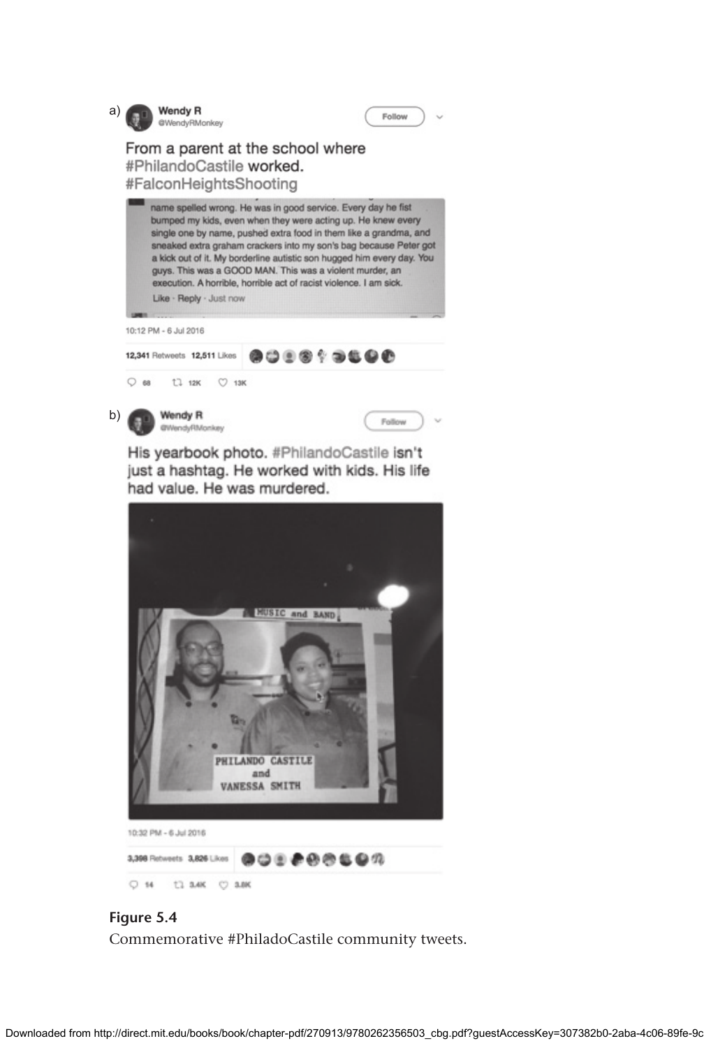a) **Wendy R**
@WendyRMonkey

Follow

From a parent at the school where #PhilandoCastile worked.
#FalconHeightsShooting

> name spelled wrong. He was in good service. Every day he fist bumped my kids, even when they were acting up. He knew every single one by name, pushed extra food in them like a grandma, and sneaked extra graham crackers into my son's bag because Peter got a kick out of it. My borderline autistic son hugged him every day. You guys. This was a GOOD MAN. This was a violent murder, an execution. A horrible, horrible act of racist violence. I am sick.
>
> Like · Reply · Just now

10:12 PM - 6 Jul 2016

12,341 Retweets 12,511 Likes

68 12K 13K

b) **Wendy R**
@WendyRMonkey

Follow

His yearbook photo. #PhilandoCastile isn't just a hashtag. He worked with kids. His life had value. He was murdered.

MUSIC and BAND

PHILANDO CASTILE
and
VANESSA SMITH

10:32 PM - 6 Jul 2016

3,398 Retweets 3,826 Likes

14 3.4K 3.8K

**Figure 5.4**
Commemorative #PhiladoCastile community tweets.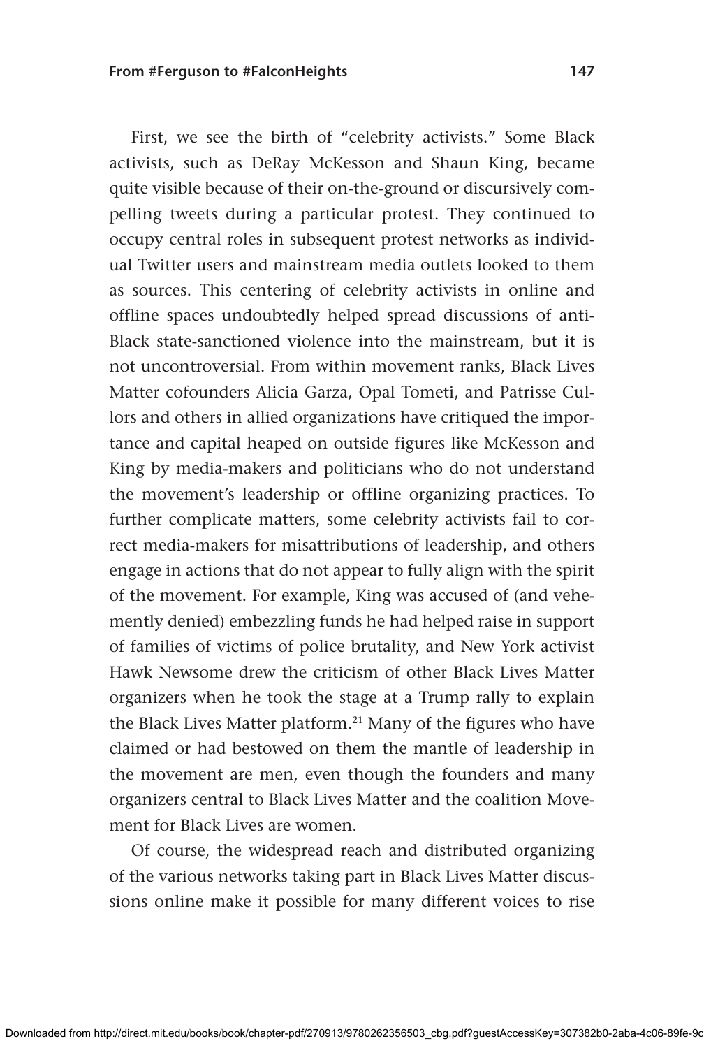First, we see the birth of "celebrity activists." Some Black activists, such as DeRay McKesson and Shaun King, became quite visible because of their on-the-ground or discursively compelling tweets during a particular protest. They continued to occupy central roles in subsequent protest networks as individual Twitter users and mainstream media outlets looked to them as sources. This centering of celebrity activists in online and offline spaces undoubtedly helped spread discussions of anti-Black state-sanctioned violence into the mainstream, but it is not uncontroversial. From within movement ranks, Black Lives Matter cofounders Alicia Garza, Opal Tometi, and Patrisse Cullors and others in allied organizations have critiqued the importance and capital heaped on outside figures like McKesson and King by media-makers and politicians who do not understand the movement's leadership or offline organizing practices. To further complicate matters, some celebrity activists fail to correct media-makers for misattributions of leadership, and others engage in actions that do not appear to fully align with the spirit of the movement. For example, King was accused of (and vehemently denied) embezzling funds he had helped raise in support of families of victims of police brutality, and New York activist Hawk Newsome drew the criticism of other Black Lives Matter organizers when he took the stage at a Trump rally to explain the Black Lives Matter platform.[21] Many of the figures who have claimed or had bestowed on them the mantle of leadership in the movement are men, even though the founders and many organizers central to Black Lives Matter and the coalition Movement for Black Lives are women.

Of course, the widespread reach and distributed organizing of the various networks taking part in Black Lives Matter discussions online make it possible for many different voices to rise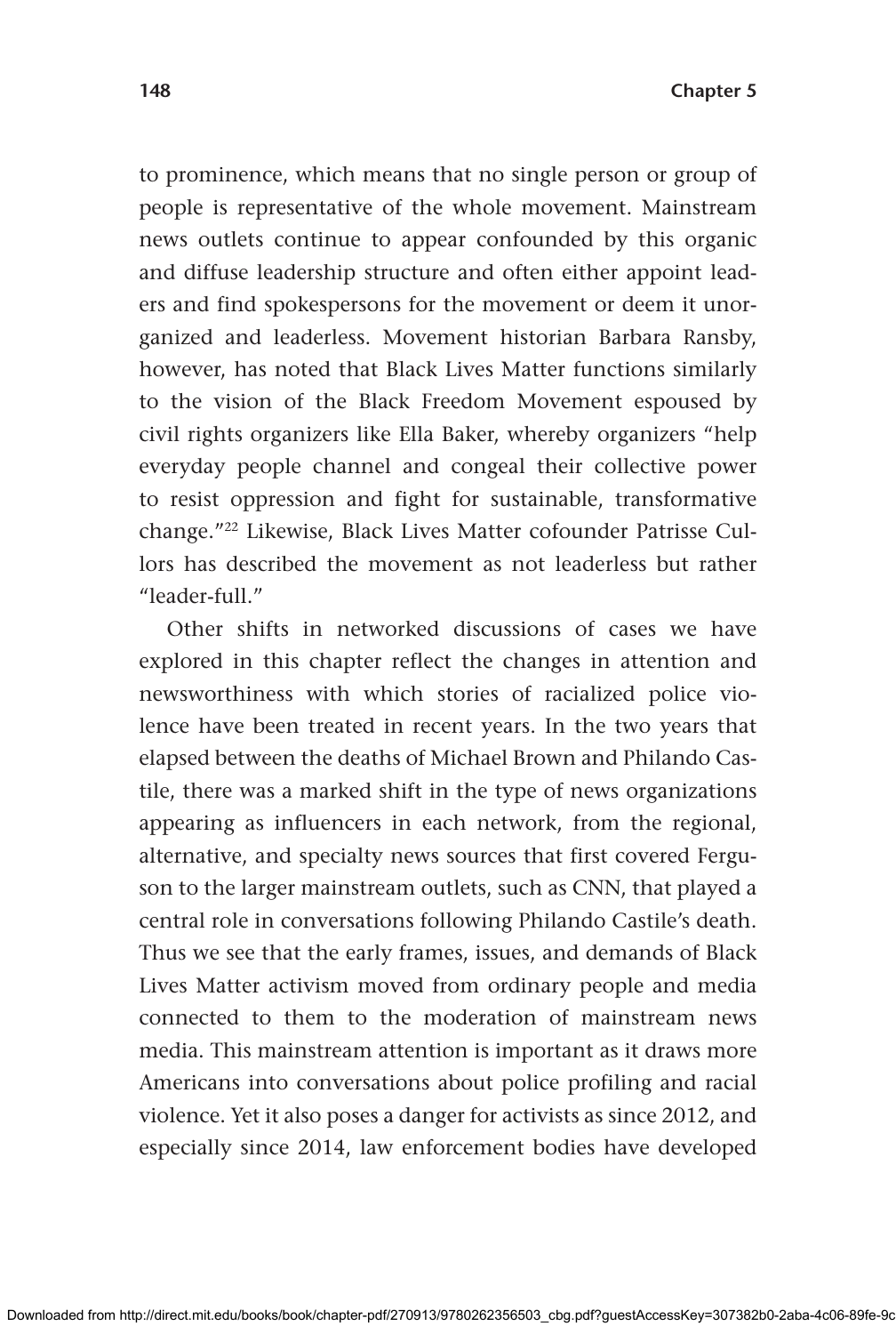to prominence, which means that no single person or group of people is representative of the whole movement. Mainstream news outlets continue to appear confounded by this organic and diffuse leadership structure and often either appoint leaders and find spokespersons for the movement or deem it unorganized and leaderless. Movement historian Barbara Ransby, however, has noted that Black Lives Matter functions similarly to the vision of the Black Freedom Movement espoused by civil rights organizers like Ella Baker, whereby organizers "help everyday people channel and congeal their collective power to resist oppression and fight for sustainable, transformative change."[22] Likewise, Black Lives Matter cofounder Patrisse Cullors has described the movement as not leaderless but rather "leader-full."

Other shifts in networked discussions of cases we have explored in this chapter reflect the changes in attention and newsworthiness with which stories of racialized police violence have been treated in recent years. In the two years that elapsed between the deaths of Michael Brown and Philando Castile, there was a marked shift in the type of news organizations appearing as influencers in each network, from the regional, alternative, and specialty news sources that first covered Ferguson to the larger mainstream outlets, such as CNN, that played a central role in conversations following Philando Castile's death. Thus we see that the early frames, issues, and demands of Black Lives Matter activism moved from ordinary people and media connected to them to the moderation of mainstream news media. This mainstream attention is important as it draws more Americans into conversations about police profiling and racial violence. Yet it also poses a danger for activists as since 2012, and especially since 2014, law enforcement bodies have developed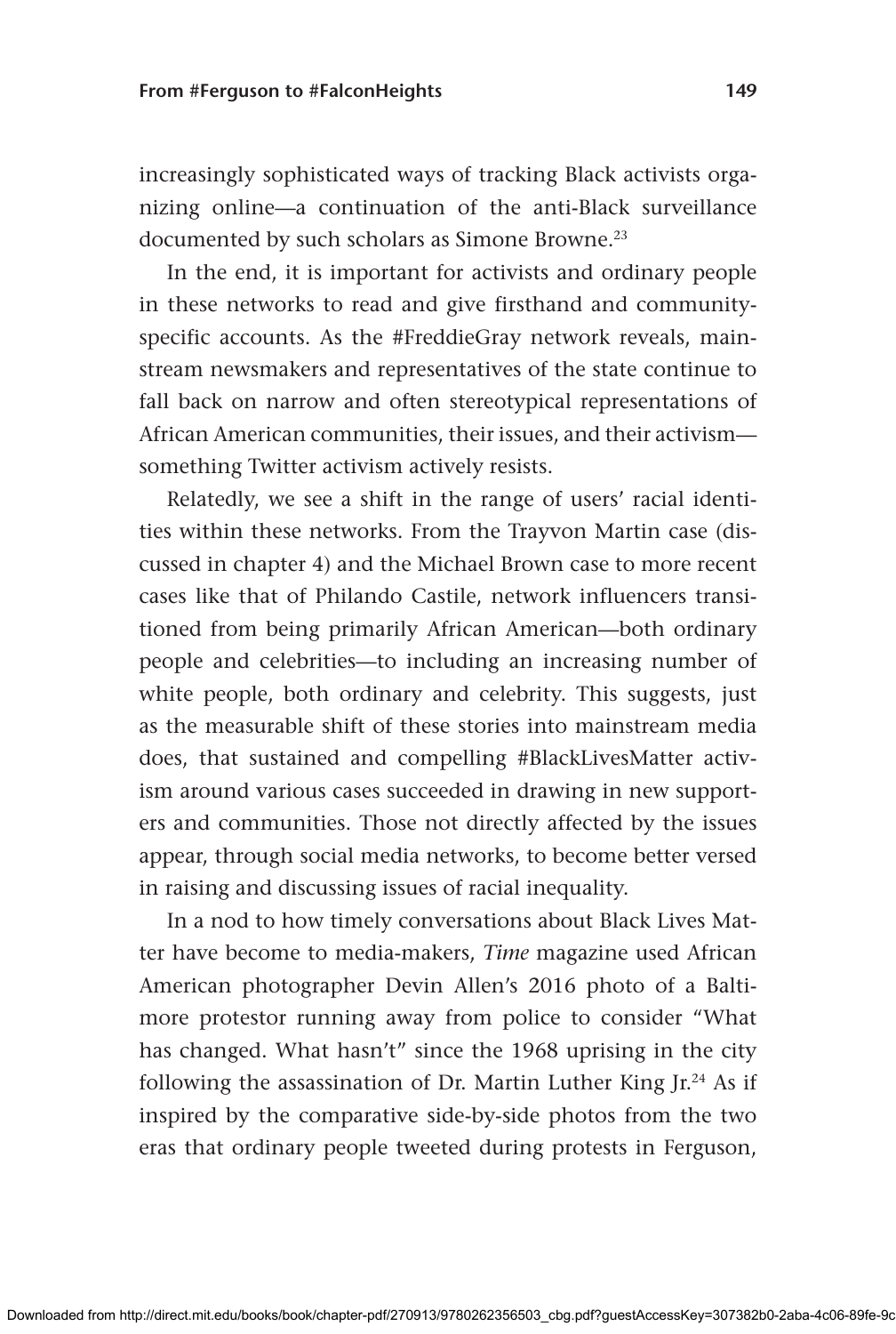increasingly sophisticated ways of tracking Black activists organizing online—a continuation of the anti-Black surveillance documented by such scholars as Simone Browne.[23]

In the end, it is important for activists and ordinary people in these networks to read and give firsthand and community-specific accounts. As the #FreddieGray network reveals, mainstream newsmakers and representatives of the state continue to fall back on narrow and often stereotypical representations of African American communities, their issues, and their activism—something Twitter activism actively resists.

Relatedly, we see a shift in the range of users' racial identities within these networks. From the Trayvon Martin case (discussed in chapter 4) and the Michael Brown case to more recent cases like that of Philando Castile, network influencers transitioned from being primarily African American—both ordinary people and celebrities—to including an increasing number of white people, both ordinary and celebrity. This suggests, just as the measurable shift of these stories into mainstream media does, that sustained and compelling #BlackLivesMatter activism around various cases succeeded in drawing in new supporters and communities. Those not directly affected by the issues appear, through social media networks, to become better versed in raising and discussing issues of racial inequality.

In a nod to how timely conversations about Black Lives Matter have become to media-makers, *Time* magazine used African American photographer Devin Allen's 2016 photo of a Baltimore protestor running away from police to consider "What has changed. What hasn't" since the 1968 uprising in the city following the assassination of Dr. Martin Luther King Jr.[24] As if inspired by the comparative side-by-side photos from the two eras that ordinary people tweeted during protests in Ferguson,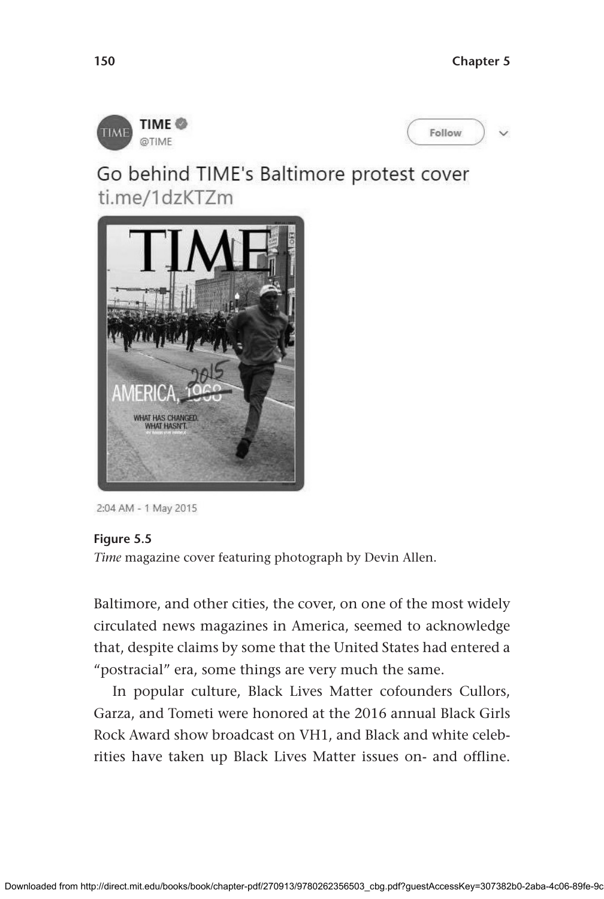TIME
@TIME

Go behind TIME's Baltimore protest cover
ti.me/1dzKTZm

2:04 AM - 1 May 2015

**Figure 5.5**
*Time* magazine cover featuring photograph by Devin Allen.

Baltimore, and other cities, the cover, on one of the most widely circulated news magazines in America, seemed to acknowledge that, despite claims by some that the United States had entered a "postracial" era, some things are very much the same.

In popular culture, Black Lives Matter cofounders Cullors, Garza, and Tometi were honored at the 2016 annual Black Girls Rock Award show broadcast on VH1, and Black and white celebrities have taken up Black Lives Matter issues on- and offline.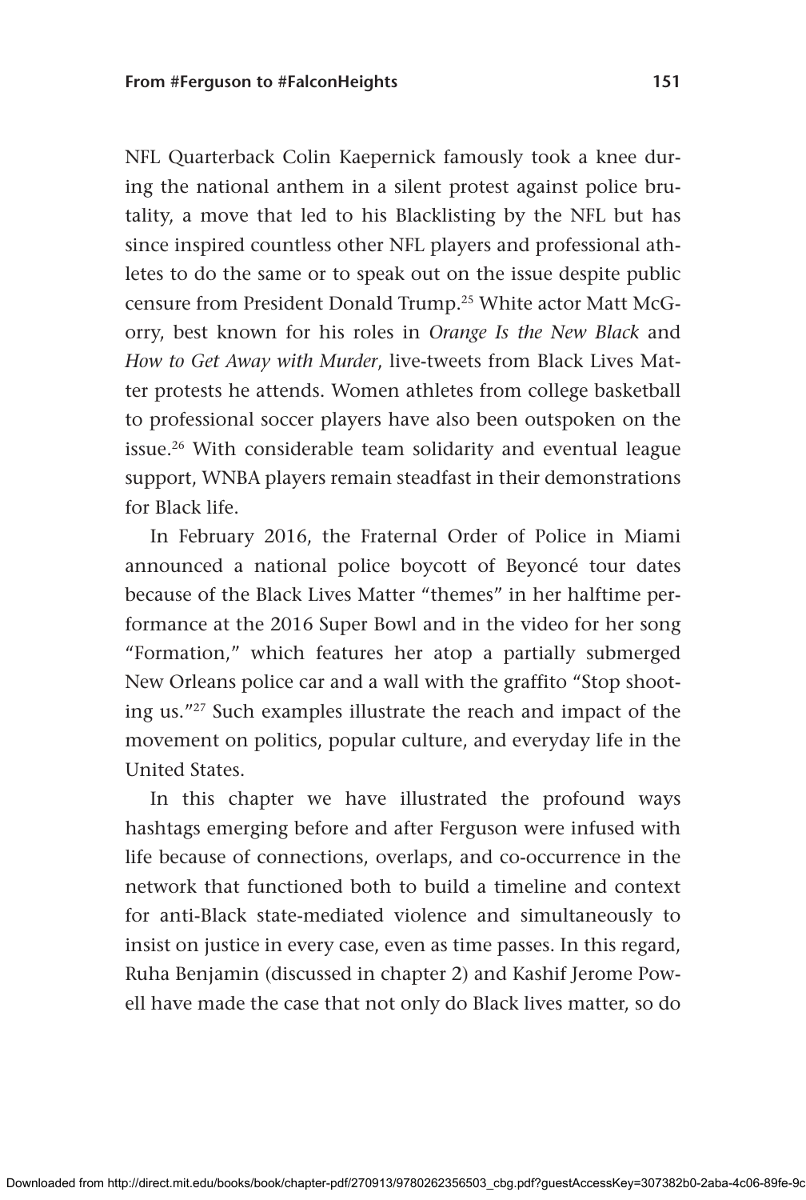NFL Quarterback Colin Kaepernick famously took a knee during the national anthem in a silent protest against police brutality, a move that led to his Blacklisting by the NFL but has since inspired countless other NFL players and professional athletes to do the same or to speak out on the issue despite public censure from President Donald Trump.[25] White actor Matt McGorry, best known for his roles in *Orange Is the New Black* and *How to Get Away with Murder*, live-tweets from Black Lives Matter protests he attends. Women athletes from college basketball to professional soccer players have also been outspoken on the issue.[26] With considerable team solidarity and eventual league support, WNBA players remain steadfast in their demonstrations for Black life.

In February 2016, the Fraternal Order of Police in Miami announced a national police boycott of Beyoncé tour dates because of the Black Lives Matter "themes" in her halftime performance at the 2016 Super Bowl and in the video for her song "Formation," which features her atop a partially submerged New Orleans police car and a wall with the graffito "Stop shooting us."[27] Such examples illustrate the reach and impact of the movement on politics, popular culture, and everyday life in the United States.

In this chapter we have illustrated the profound ways hashtags emerging before and after Ferguson were infused with life because of connections, overlaps, and co-occurrence in the network that functioned both to build a timeline and context for anti-Black state-mediated violence and simultaneously to insist on justice in every case, even as time passes. In this regard, Ruha Benjamin (discussed in chapter 2) and Kashif Jerome Powell have made the case that not only do Black lives matter, so do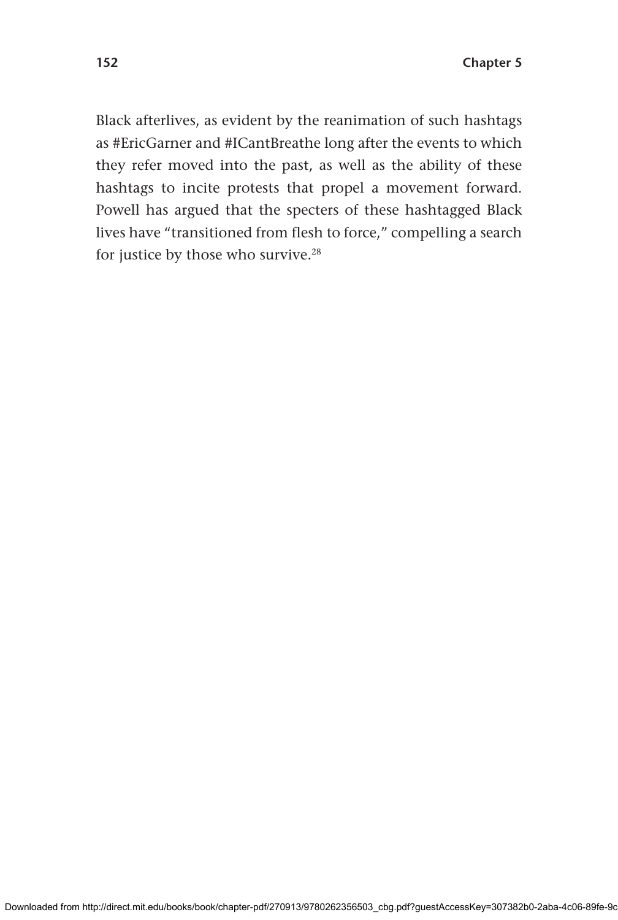Black afterlives, as evident by the reanimation of such hashtags as #EricGarner and #ICantBreathe long after the events to which they refer moved into the past, as well as the ability of these hashtags to incite protests that propel a movement forward. Powell has argued that the specters of these hashtagged Black lives have "transitioned from flesh to force," compelling a search for justice by those who survive.[28]